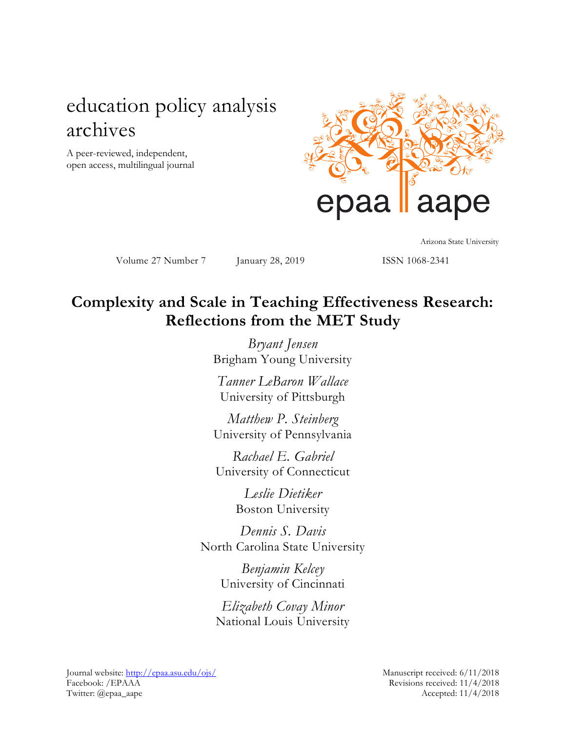education policy analysis archives

A peer-reviewed, independent, open access, multilingual journal

epaa aape

Arizona State University

Volume 27 Number 7 January 28, 2019 ISSN 1068-2341

# Complexity and Scale in Teaching Effectiveness Research: Reflections from the MET Study

*Bryant Jensen*
Brigham Young University

*Tanner LeBaron Wallace*
University of Pittsburgh

*Matthew P. Steinberg*
University of Pennsylvania

*Rachael E. Gabriel*
University of Connecticut

*Leslie Dietiker*
Boston University

*Dennis S. Davis*
North Carolina State University

*Benjamin Kelcey*
University of Cincinnati

*Elizabeth Covay Minor*
National Louis University

Journal website: http://epaa.asu.edu/ojs/
Facebook: /EPAAA
Twitter: @epaa_aape

Manuscript received: 6/11/2018
Revisions received: 11/4/2018
Accepted: 11/4/2018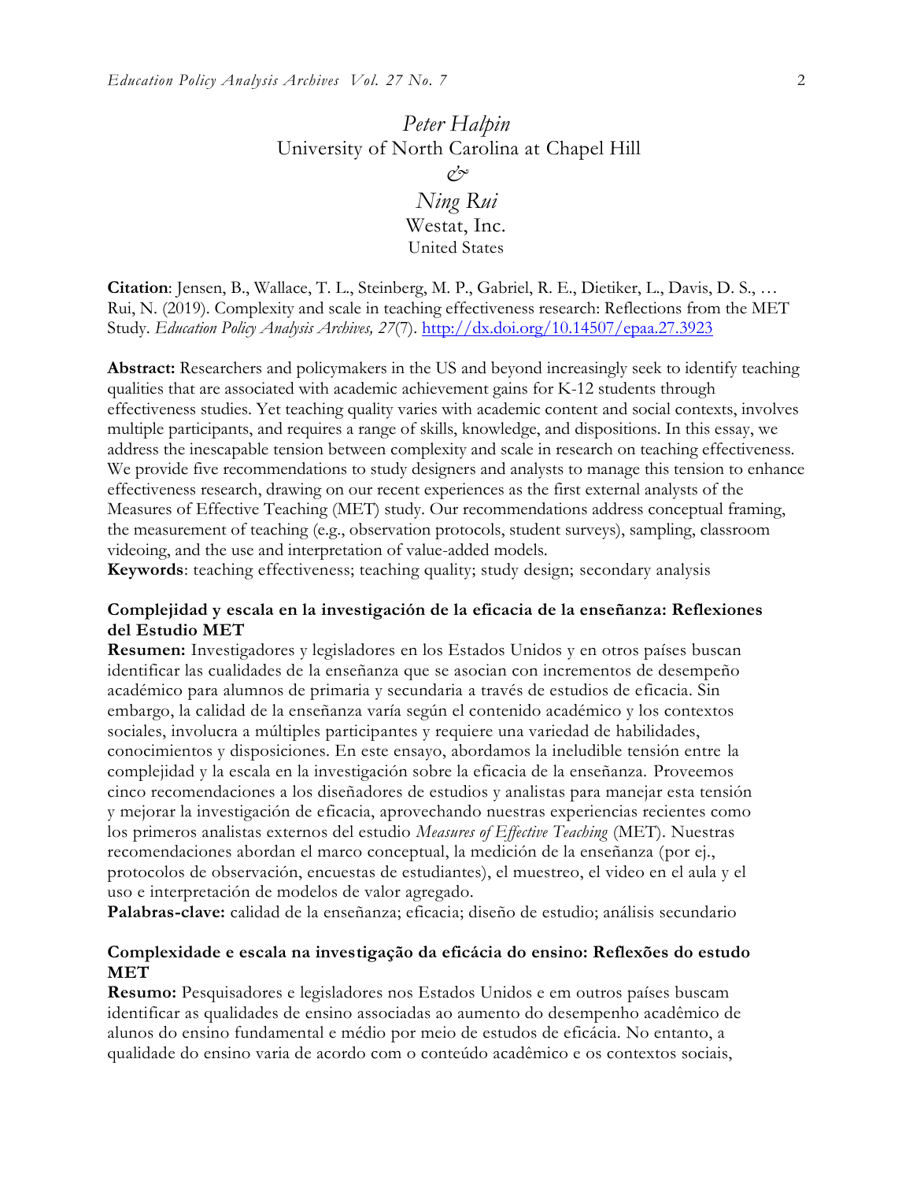*Peter Halpin*
University of North Carolina at Chapel Hill
*&*
*Ning Rui*
Westat, Inc.
United States

**Citation**: Jensen, B., Wallace, T. L., Steinberg, M. P., Gabriel, R. E., Dietiker, L., Davis, D. S., … Rui, N. (2019). Complexity and scale in teaching effectiveness research: Reflections from the MET Study. *Education Policy Analysis Archives, 27*(7). http://dx.doi.org/10.14507/epaa.27.3923

**Abstract:** Researchers and policymakers in the US and beyond increasingly seek to identify teaching qualities that are associated with academic achievement gains for K-12 students through effectiveness studies. Yet teaching quality varies with academic content and social contexts, involves multiple participants, and requires a range of skills, knowledge, and dispositions. In this essay, we address the inescapable tension between complexity and scale in research on teaching effectiveness. We provide five recommendations to study designers and analysts to manage this tension to enhance effectiveness research, drawing on our recent experiences as the first external analysts of the Measures of Effective Teaching (MET) study. Our recommendations address conceptual framing, the measurement of teaching (e.g., observation protocols, student surveys), sampling, classroom videoing, and the use and interpretation of value-added models.
**Keywords**: teaching effectiveness; teaching quality; study design; secondary analysis

**Complejidad y escala en la investigación de la eficacia de la enseñanza: Reflexiones del Estudio MET**
**Resumen:** Investigadores y legisladores en los Estados Unidos y en otros países buscan identificar las cualidades de la enseñanza que se asocian con incrementos de desempeño académico para alumnos de primaria y secundaria a través de estudios de eficacia. Sin embargo, la calidad de la enseñanza varía según el contenido académico y los contextos sociales, involucra a múltiples participantes y requiere una variedad de habilidades, conocimientos y disposiciones. En este ensayo, abordamos la ineludible tensión entre la complejidad y la escala en la investigación sobre la eficacia de la enseñanza. Proveemos cinco recomendaciones a los diseñadores de estudios y analistas para manejar esta tensión y mejorar la investigación de eficacia, aprovechando nuestras experiencias recientes como los primeros analistas externos del estudio *Measures of Effective Teaching* (MET). Nuestras recomendaciones abordan el marco conceptual, la medición de la enseñanza (por ej., protocolos de observación, encuestas de estudiantes), el muestreo, el video en el aula y el uso e interpretación de modelos de valor agregado.
**Palabras-clave:** calidad de la enseñanza; eficacia; diseño de estudio; análisis secundario

**Complexidade e escala na investigação da eficácia do ensino: Reflexões do estudo MET**
**Resumo:** Pesquisadores e legisladores nos Estados Unidos e em outros países buscam identificar as qualidades de ensino associadas ao aumento do desempenho acadêmico de alunos do ensino fundamental e médio por meio de estudos de eficácia. No entanto, a qualidade do ensino varia de acordo com o conteúdo acadêmico e os contextos sociais,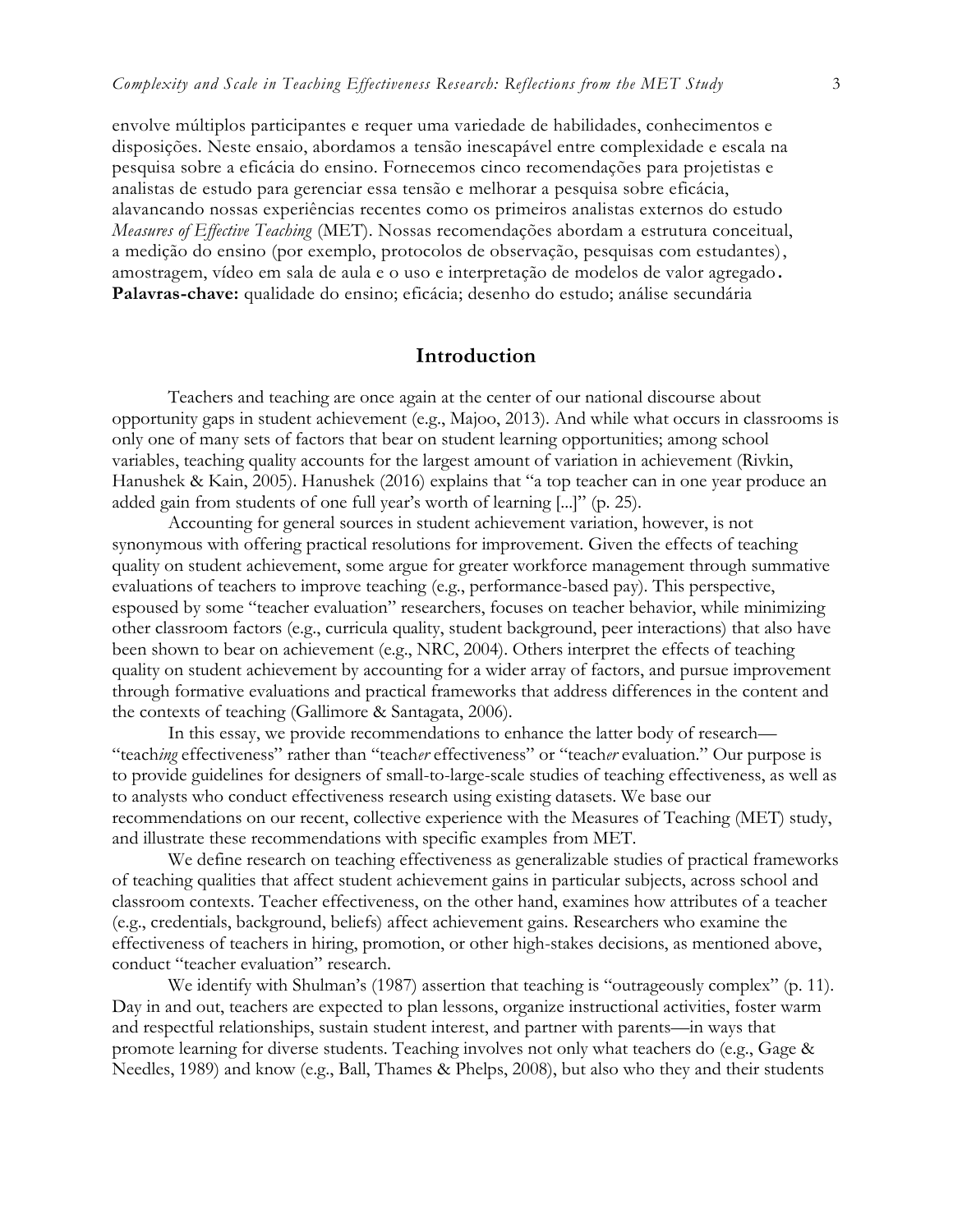envolve múltiplos participantes e requer uma variedade de habilidades, conhecimentos e disposições. Neste ensaio, abordamos a tensão inescapável entre complexidade e escala na pesquisa sobre a eficácia do ensino. Fornecemos cinco recomendações para projetistas e analistas de estudo para gerenciar essa tensão e melhorar a pesquisa sobre eficácia, alavancando nossas experiências recentes como os primeiros analistas externos do estudo *Measures of Effective Teaching* (MET). Nossas recomendações abordam a estrutura conceitual, a medição do ensino (por exemplo, protocolos de observação, pesquisas com estudantes), amostragem, vídeo em sala de aula e o uso e interpretação de modelos de valor agregado.
**Palavras-chave:** qualidade do ensino; eficácia; desenho do estudo; análise secundária

## Introduction

Teachers and teaching are once again at the center of our national discourse about opportunity gaps in student achievement (e.g., Majoo, 2013). And while what occurs in classrooms is only one of many sets of factors that bear on student learning opportunities; among school variables, teaching quality accounts for the largest amount of variation in achievement (Rivkin, Hanushek & Kain, 2005). Hanushek (2016) explains that "a top teacher can in one year produce an added gain from students of one full year's worth of learning [...]" (p. 25).

Accounting for general sources in student achievement variation, however, is not synonymous with offering practical resolutions for improvement. Given the effects of teaching quality on student achievement, some argue for greater workforce management through summative evaluations of teachers to improve teaching (e.g., performance-based pay). This perspective, espoused by some "teacher evaluation" researchers, focuses on teacher behavior, while minimizing other classroom factors (e.g., curricula quality, student background, peer interactions) that also have been shown to bear on achievement (e.g., NRC, 2004). Others interpret the effects of teaching quality on student achievement by accounting for a wider array of factors, and pursue improvement through formative evaluations and practical frameworks that address differences in the content and the contexts of teaching (Gallimore & Santagata, 2006).

In this essay, we provide recommendations to enhance the latter body of research—"teach*ing* effectiveness" rather than "teach*er* effectiveness" or "teach*er* evaluation." Our purpose is to provide guidelines for designers of small-to-large-scale studies of teaching effectiveness, as well as to analysts who conduct effectiveness research using existing datasets. We base our recommendations on our recent, collective experience with the Measures of Teaching (MET) study, and illustrate these recommendations with specific examples from MET.

We define research on teaching effectiveness as generalizable studies of practical frameworks of teaching qualities that affect student achievement gains in particular subjects, across school and classroom contexts. Teacher effectiveness, on the other hand, examines how attributes of a teacher (e.g., credentials, background, beliefs) affect achievement gains. Researchers who examine the effectiveness of teachers in hiring, promotion, or other high-stakes decisions, as mentioned above, conduct "teacher evaluation" research.

We identify with Shulman's (1987) assertion that teaching is "outrageously complex" (p. 11). Day in and out, teachers are expected to plan lessons, organize instructional activities, foster warm and respectful relationships, sustain student interest, and partner with parents—in ways that promote learning for diverse students. Teaching involves not only what teachers do (e.g., Gage & Needles, 1989) and know (e.g., Ball, Thames & Phelps, 2008), but also who they and their students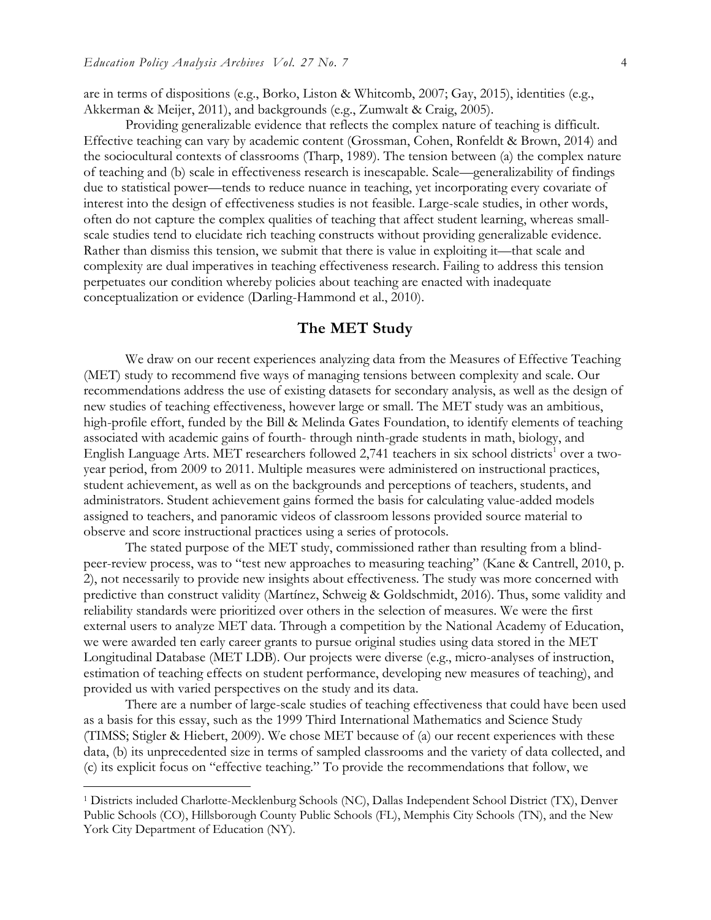are in terms of dispositions (e.g., Borko, Liston & Whitcomb, 2007; Gay, 2015), identities (e.g., Akkerman & Meijer, 2011), and backgrounds (e.g., Zumwalt & Craig, 2005).

Providing generalizable evidence that reflects the complex nature of teaching is difficult. Effective teaching can vary by academic content (Grossman, Cohen, Ronfeldt & Brown, 2014) and the sociocultural contexts of classrooms (Tharp, 1989). The tension between (a) the complex nature of teaching and (b) scale in effectiveness research is inescapable. Scale—generalizability of findings due to statistical power—tends to reduce nuance in teaching, yet incorporating every covariate of interest into the design of effectiveness studies is not feasible. Large-scale studies, in other words, often do not capture the complex qualities of teaching that affect student learning, whereas small-scale studies tend to elucidate rich teaching constructs without providing generalizable evidence. Rather than dismiss this tension, we submit that there is value in exploiting it—that scale and complexity are dual imperatives in teaching effectiveness research. Failing to address this tension perpetuates our condition whereby policies about teaching are enacted with inadequate conceptualization or evidence (Darling-Hammond et al., 2010).

## The MET Study

We draw on our recent experiences analyzing data from the Measures of Effective Teaching (MET) study to recommend five ways of managing tensions between complexity and scale. Our recommendations address the use of existing datasets for secondary analysis, as well as the design of new studies of teaching effectiveness, however large or small. The MET study was an ambitious, high-profile effort, funded by the Bill & Melinda Gates Foundation, to identify elements of teaching associated with academic gains of fourth- through ninth-grade students in math, biology, and English Language Arts. MET researchers followed 2,741 teachers in six school districts[1] over a two-year period, from 2009 to 2011. Multiple measures were administered on instructional practices, student achievement, as well as on the backgrounds and perceptions of teachers, students, and administrators. Student achievement gains formed the basis for calculating value-added models assigned to teachers, and panoramic videos of classroom lessons provided source material to observe and score instructional practices using a series of protocols.

The stated purpose of the MET study, commissioned rather than resulting from a blind-peer-review process, was to "test new approaches to measuring teaching" (Kane & Cantrell, 2010, p. 2), not necessarily to provide new insights about effectiveness. The study was more concerned with predictive than construct validity (Martínez, Schweig & Goldschmidt, 2016). Thus, some validity and reliability standards were prioritized over others in the selection of measures. We were the first external users to analyze MET data. Through a competition by the National Academy of Education, we were awarded ten early career grants to pursue original studies using data stored in the MET Longitudinal Database (MET LDB). Our projects were diverse (e.g., micro-analyses of instruction, estimation of teaching effects on student performance, developing new measures of teaching), and provided us with varied perspectives on the study and its data.

There are a number of large-scale studies of teaching effectiveness that could have been used as a basis for this essay, such as the 1999 Third International Mathematics and Science Study (TIMSS; Stigler & Hiebert, 2009). We chose MET because of (a) our recent experiences with these data, (b) its unprecedented size in terms of sampled classrooms and the variety of data collected, and (c) its explicit focus on "effective teaching." To provide the recommendations that follow, we

[1] Districts included Charlotte-Mecklenburg Schools (NC), Dallas Independent School District (TX), Denver Public Schools (CO), Hillsborough County Public Schools (FL), Memphis City Schools (TN), and the New York City Department of Education (NY).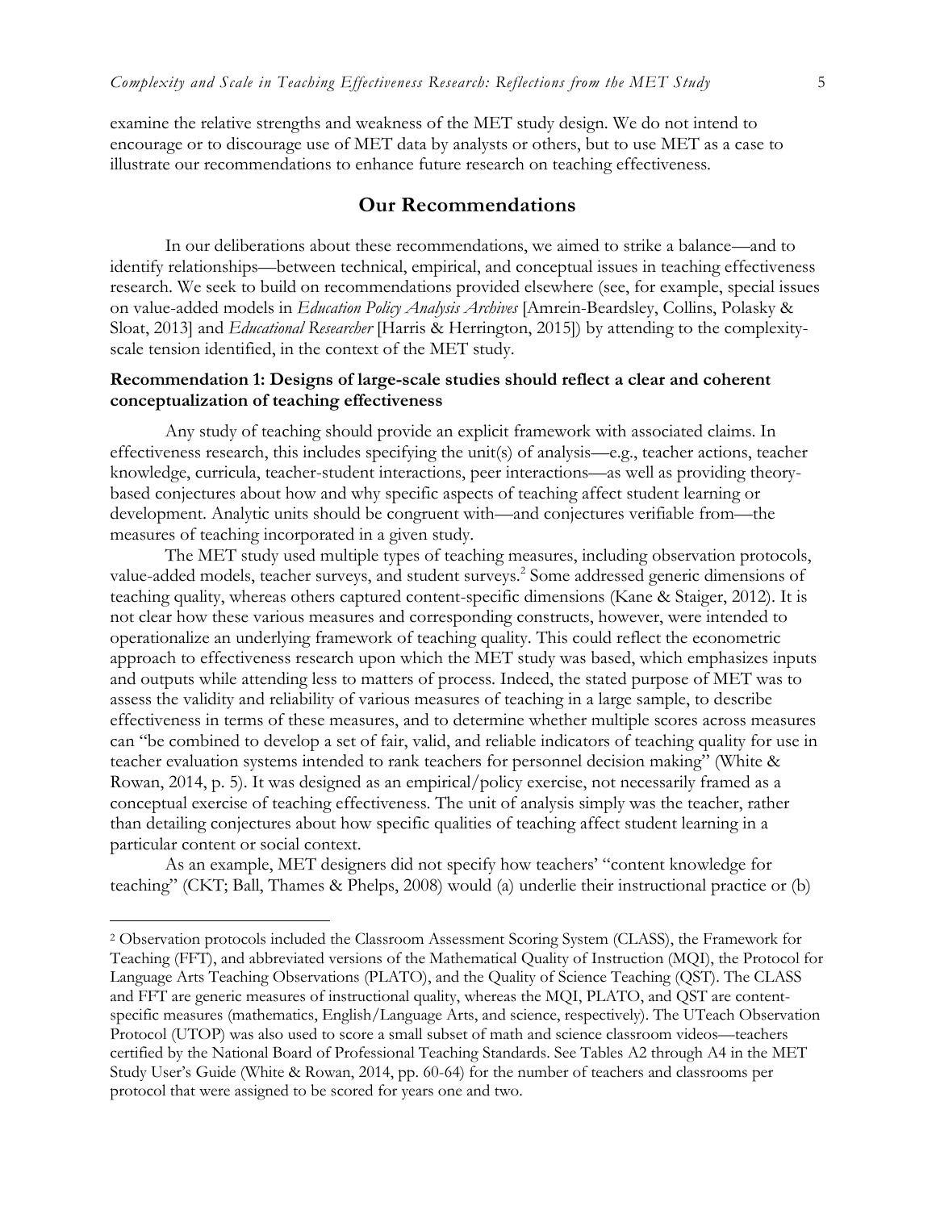examine the relative strengths and weakness of the MET study design. We do not intend to encourage or to discourage use of MET data by analysts or others, but to use MET as a case to illustrate our recommendations to enhance future research on teaching effectiveness.

## Our Recommendations

In our deliberations about these recommendations, we aimed to strike a balance—and to identify relationships—between technical, empirical, and conceptual issues in teaching effectiveness research. We seek to build on recommendations provided elsewhere (see, for example, special issues on value-added models in *Education Policy Analysis Archives* [Amrein-Beardsley, Collins, Polasky & Sloat, 2013] and *Educational Researcher* [Harris & Herrington, 2015]) by attending to the complexity-scale tension identified, in the context of the MET study.

### Recommendation 1: Designs of large-scale studies should reflect a clear and coherent conceptualization of teaching effectiveness

Any study of teaching should provide an explicit framework with associated claims. In effectiveness research, this includes specifying the unit(s) of analysis—e.g., teacher actions, teacher knowledge, curricula, teacher-student interactions, peer interactions—as well as providing theory-based conjectures about how and why specific aspects of teaching affect student learning or development. Analytic units should be congruent with—and conjectures verifiable from—the measures of teaching incorporated in a given study.

The MET study used multiple types of teaching measures, including observation protocols, value-added models, teacher surveys, and student surveys.[2] Some addressed generic dimensions of teaching quality, whereas others captured content-specific dimensions (Kane & Staiger, 2012). It is not clear how these various measures and corresponding constructs, however, were intended to operationalize an underlying framework of teaching quality. This could reflect the econometric approach to effectiveness research upon which the MET study was based, which emphasizes inputs and outputs while attending less to matters of process. Indeed, the stated purpose of MET was to assess the validity and reliability of various measures of teaching in a large sample, to describe effectiveness in terms of these measures, and to determine whether multiple scores across measures can "be combined to develop a set of fair, valid, and reliable indicators of teaching quality for use in teacher evaluation systems intended to rank teachers for personnel decision making" (White & Rowan, 2014, p. 5). It was designed as an empirical/policy exercise, not necessarily framed as a conceptual exercise of teaching effectiveness. The unit of analysis simply was the teacher, rather than detailing conjectures about how specific qualities of teaching affect student learning in a particular content or social context.

As an example, MET designers did not specify how teachers' "content knowledge for teaching" (CKT; Ball, Thames & Phelps, 2008) would (a) underlie their instructional practice or (b)

---

[2] Observation protocols included the Classroom Assessment Scoring System (CLASS), the Framework for Teaching (FFT), and abbreviated versions of the Mathematical Quality of Instruction (MQI), the Protocol for Language Arts Teaching Observations (PLATO), and the Quality of Science Teaching (QST). The CLASS and FFT are generic measures of instructional quality, whereas the MQI, PLATO, and QST are content-specific measures (mathematics, English/Language Arts, and science, respectively). The UTeach Observation Protocol (UTOP) was also used to score a small subset of math and science classroom videos—teachers certified by the National Board of Professional Teaching Standards. See Tables A2 through A4 in the MET Study User's Guide (White & Rowan, 2014, pp. 60-64) for the number of teachers and classrooms per protocol that were assigned to be scored for years one and two.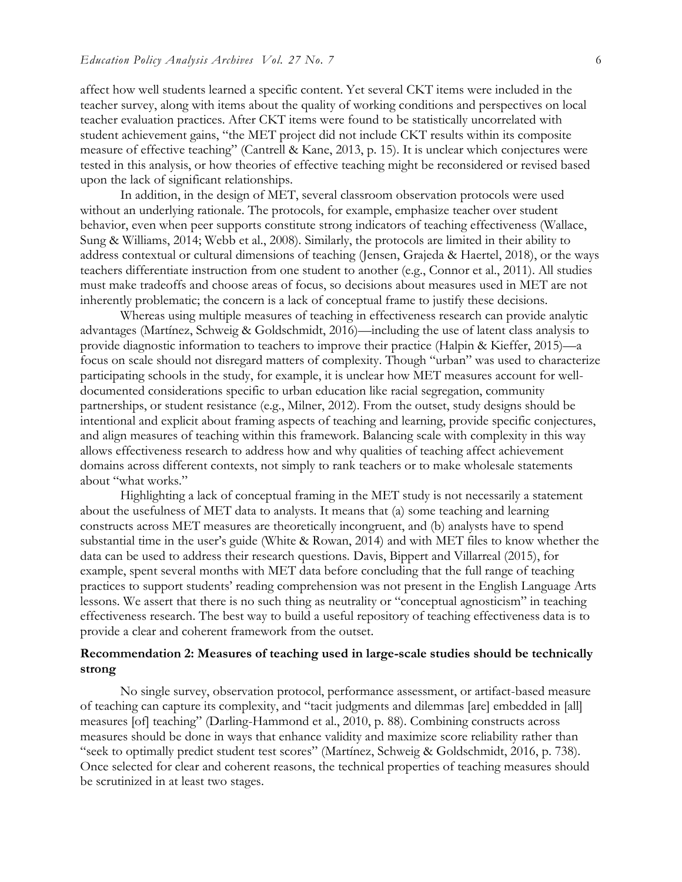affect how well students learned a specific content. Yet several CKT items were included in the teacher survey, along with items about the quality of working conditions and perspectives on local teacher evaluation practices. After CKT items were found to be statistically uncorrelated with student achievement gains, "the MET project did not include CKT results within its composite measure of effective teaching" (Cantrell & Kane, 2013, p. 15). It is unclear which conjectures were tested in this analysis, or how theories of effective teaching might be reconsidered or revised based upon the lack of significant relationships.

In addition, in the design of MET, several classroom observation protocols were used without an underlying rationale. The protocols, for example, emphasize teacher over student behavior, even when peer supports constitute strong indicators of teaching effectiveness (Wallace, Sung & Williams, 2014; Webb et al., 2008). Similarly, the protocols are limited in their ability to address contextual or cultural dimensions of teaching (Jensen, Grajeda & Haertel, 2018), or the ways teachers differentiate instruction from one student to another (e.g., Connor et al., 2011). All studies must make tradeoffs and choose areas of focus, so decisions about measures used in MET are not inherently problematic; the concern is a lack of conceptual frame to justify these decisions.

Whereas using multiple measures of teaching in effectiveness research can provide analytic advantages (Martínez, Schweig & Goldschmidt, 2016)—including the use of latent class analysis to provide diagnostic information to teachers to improve their practice (Halpin & Kieffer, 2015)—a focus on scale should not disregard matters of complexity. Though "urban" was used to characterize participating schools in the study, for example, it is unclear how MET measures account for well-documented considerations specific to urban education like racial segregation, community partnerships, or student resistance (e.g., Milner, 2012). From the outset, study designs should be intentional and explicit about framing aspects of teaching and learning, provide specific conjectures, and align measures of teaching within this framework. Balancing scale with complexity in this way allows effectiveness research to address how and why qualities of teaching affect achievement domains across different contexts, not simply to rank teachers or to make wholesale statements about "what works."

Highlighting a lack of conceptual framing in the MET study is not necessarily a statement about the usefulness of MET data to analysts. It means that (a) some teaching and learning constructs across MET measures are theoretically incongruent, and (b) analysts have to spend substantial time in the user's guide (White & Rowan, 2014) and with MET files to know whether the data can be used to address their research questions. Davis, Bippert and Villarreal (2015), for example, spent several months with MET data before concluding that the full range of teaching practices to support students' reading comprehension was not present in the English Language Arts lessons. We assert that there is no such thing as neutrality or "conceptual agnosticism" in teaching effectiveness research. The best way to build a useful repository of teaching effectiveness data is to provide a clear and coherent framework from the outset.

### Recommendation 2: Measures of teaching used in large-scale studies should be technically strong

No single survey, observation protocol, performance assessment, or artifact-based measure of teaching can capture its complexity, and "tacit judgments and dilemmas [are] embedded in [all] measures [of] teaching" (Darling-Hammond et al., 2010, p. 88). Combining constructs across measures should be done in ways that enhance validity and maximize score reliability rather than "seek to optimally predict student test scores" (Martínez, Schweig & Goldschmidt, 2016, p. 738). Once selected for clear and coherent reasons, the technical properties of teaching measures should be scrutinized in at least two stages.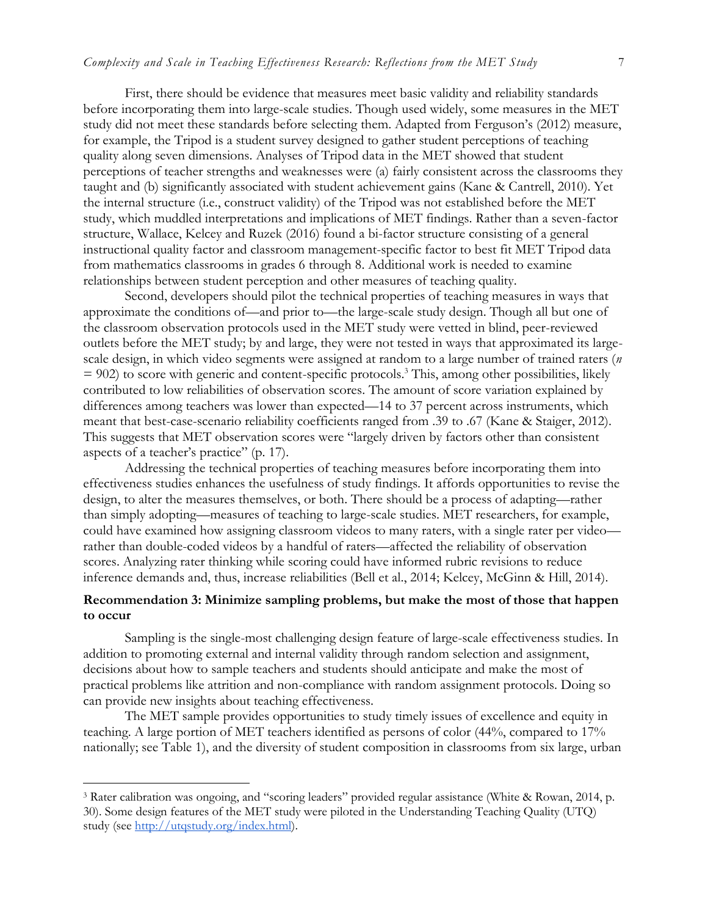First, there should be evidence that measures meet basic validity and reliability standards before incorporating them into large-scale studies. Though used widely, some measures in the MET study did not meet these standards before selecting them. Adapted from Ferguson's (2012) measure, for example, the Tripod is a student survey designed to gather student perceptions of teaching quality along seven dimensions. Analyses of Tripod data in the MET showed that student perceptions of teacher strengths and weaknesses were (a) fairly consistent across the classrooms they taught and (b) significantly associated with student achievement gains (Kane & Cantrell, 2010). Yet the internal structure (i.e., construct validity) of the Tripod was not established before the MET study, which muddled interpretations and implications of MET findings. Rather than a seven-factor structure, Wallace, Kelcey and Ruzek (2016) found a bi-factor structure consisting of a general instructional quality factor and classroom management-specific factor to best fit MET Tripod data from mathematics classrooms in grades 6 through 8. Additional work is needed to examine relationships between student perception and other measures of teaching quality.

Second, developers should pilot the technical properties of teaching measures in ways that approximate the conditions of—and prior to—the large-scale study design. Though all but one of the classroom observation protocols used in the MET study were vetted in blind, peer-reviewed outlets before the MET study; by and large, they were not tested in ways that approximated its large-scale design, in which video segments were assigned at random to a large number of trained raters ($n$ = 902) to score with generic and content-specific protocols.[3] This, among other possibilities, likely contributed to low reliabilities of observation scores. The amount of score variation explained by differences among teachers was lower than expected—14 to 37 percent across instruments, which meant that best-case-scenario reliability coefficients ranged from .39 to .67 (Kane & Staiger, 2012). This suggests that MET observation scores were "largely driven by factors other than consistent aspects of a teacher's practice" (p. 17).

Addressing the technical properties of teaching measures before incorporating them into effectiveness studies enhances the usefulness of study findings. It affords opportunities to revise the design, to alter the measures themselves, or both. There should be a process of adapting—rather than simply adopting—measures of teaching to large-scale studies. MET researchers, for example, could have examined how assigning classroom videos to many raters, with a single rater per video—rather than double-coded videos by a handful of raters—affected the reliability of observation scores. Analyzing rater thinking while scoring could have informed rubric revisions to reduce inference demands and, thus, increase reliabilities (Bell et al., 2014; Kelcey, McGinn & Hill, 2014).

### Recommendation 3: Minimize sampling problems, but make the most of those that happen to occur

Sampling is the single-most challenging design feature of large-scale effectiveness studies. In addition to promoting external and internal validity through random selection and assignment, decisions about how to sample teachers and students should anticipate and make the most of practical problems like attrition and non-compliance with random assignment protocols. Doing so can provide new insights about teaching effectiveness.

The MET sample provides opportunities to study timely issues of excellence and equity in teaching. A large portion of MET teachers identified as persons of color (44%, compared to 17% nationally; see Table 1), and the diversity of student composition in classrooms from six large, urban

---

[3] Rater calibration was ongoing, and "scoring leaders" provided regular assistance (White & Rowan, 2014, p. 30). Some design features of the MET study were piloted in the Understanding Teaching Quality (UTQ) study (see [http://utqstudy.org/index.html](http://utqstudy.org/index.html)).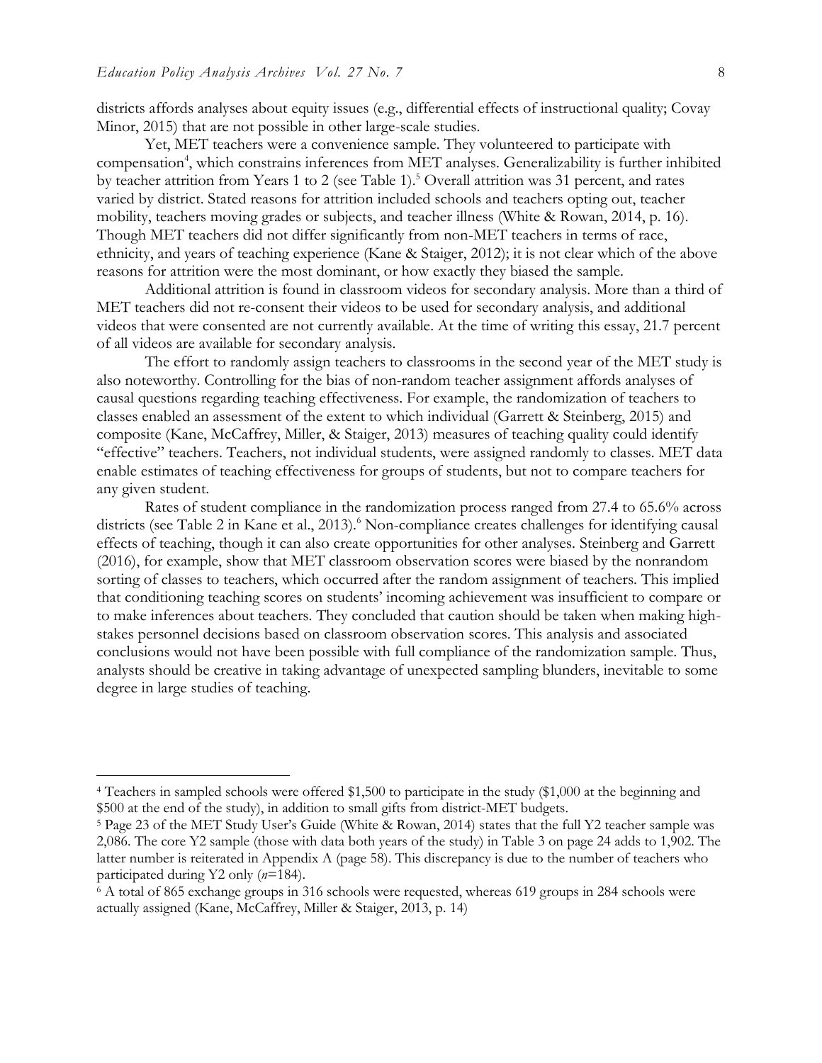districts affords analyses about equity issues (e.g., differential effects of instructional quality; Covay Minor, 2015) that are not possible in other large-scale studies.

Yet, MET teachers were a convenience sample. They volunteered to participate with compensation[4], which constrains inferences from MET analyses. Generalizability is further inhibited by teacher attrition from Years 1 to 2 (see Table 1).[5] Overall attrition was 31 percent, and rates varied by district. Stated reasons for attrition included schools and teachers opting out, teacher mobility, teachers moving grades or subjects, and teacher illness (White & Rowan, 2014, p. 16). Though MET teachers did not differ significantly from non-MET teachers in terms of race, ethnicity, and years of teaching experience (Kane & Staiger, 2012); it is not clear which of the above reasons for attrition were the most dominant, or how exactly they biased the sample.

Additional attrition is found in classroom videos for secondary analysis. More than a third of MET teachers did not re-consent their videos to be used for secondary analysis, and additional videos that were consented are not currently available. At the time of writing this essay, 21.7 percent of all videos are available for secondary analysis.

The effort to randomly assign teachers to classrooms in the second year of the MET study is also noteworthy. Controlling for the bias of non-random teacher assignment affords analyses of causal questions regarding teaching effectiveness. For example, the randomization of teachers to classes enabled an assessment of the extent to which individual (Garrett & Steinberg, 2015) and composite (Kane, McCaffrey, Miller, & Staiger, 2013) measures of teaching quality could identify "effective" teachers. Teachers, not individual students, were assigned randomly to classes. MET data enable estimates of teaching effectiveness for groups of students, but not to compare teachers for any given student.

Rates of student compliance in the randomization process ranged from 27.4 to 65.6% across districts (see Table 2 in Kane et al., 2013).[6] Non-compliance creates challenges for identifying causal effects of teaching, though it can also create opportunities for other analyses. Steinberg and Garrett (2016), for example, show that MET classroom observation scores were biased by the nonrandom sorting of classes to teachers, which occurred after the random assignment of teachers. This implied that conditioning teaching scores on students' incoming achievement was insufficient to compare or to make inferences about teachers. They concluded that caution should be taken when making high-stakes personnel decisions based on classroom observation scores. This analysis and associated conclusions would not have been possible with full compliance of the randomization sample. Thus, analysts should be creative in taking advantage of unexpected sampling blunders, inevitable to some degree in large studies of teaching.

---

[4] Teachers in sampled schools were offered $1,500 to participate in the study ($1,000 at the beginning and $500 at the end of the study), in addition to small gifts from district-MET budgets.

[5] Page 23 of the MET Study User's Guide (White & Rowan, 2014) states that the full Y2 teacher sample was 2,086. The core Y2 sample (those with data both years of the study) in Table 3 on page 24 adds to 1,902. The latter number is reiterated in Appendix A (page 58). This discrepancy is due to the number of teachers who participated during Y2 only ($n$=184).

[6] A total of 865 exchange groups in 316 schools were requested, whereas 619 groups in 284 schools were actually assigned (Kane, McCaffrey, Miller & Staiger, 2013, p. 14)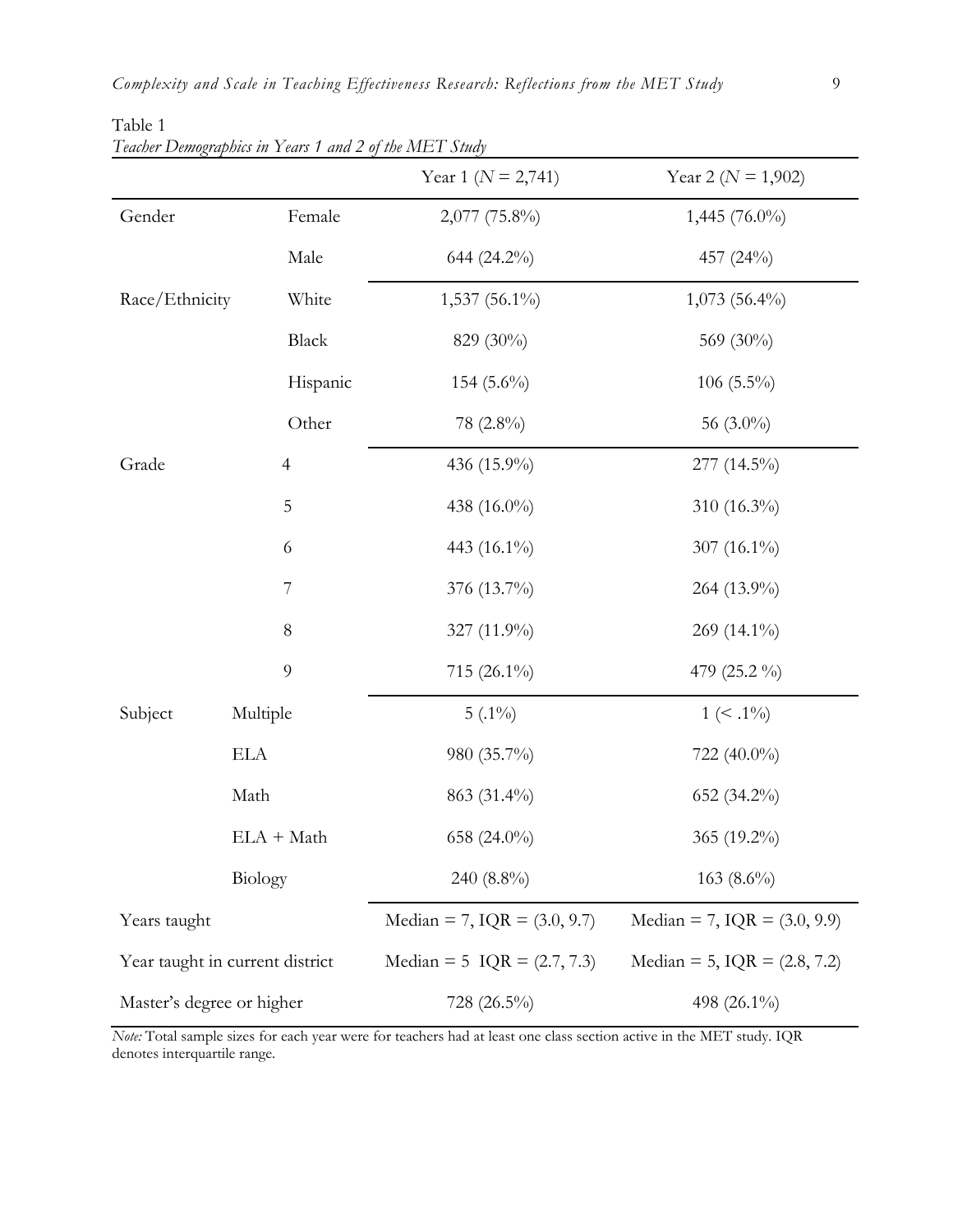Table 1
*Teacher Demographics in Years 1 and 2 of the MET Study*

| | | Year 1 (*N* = 2,741) | Year 2 (*N* = 1,902) |
|---|---|---|---|
| Gender | Female | 2,077 (75.8%) | 1,445 (76.0%) |
| | Male | 644 (24.2%) | 457 (24%) |
| Race/Ethnicity | White | 1,537 (56.1%) | 1,073 (56.4%) |
| | Black | 829 (30%) | 569 (30%) |
| | Hispanic | 154 (5.6%) | 106 (5.5%) |
| | Other | 78 (2.8%) | 56 (3.0%) |
| Grade | 4 | 436 (15.9%) | 277 (14.5%) |
| | 5 | 438 (16.0%) | 310 (16.3%) |
| | 6 | 443 (16.1%) | 307 (16.1%) |
| | 7 | 376 (13.7%) | 264 (13.9%) |
| | 8 | 327 (11.9%) | 269 (14.1%) |
| | 9 | 715 (26.1%) | 479 (25.2 %) |
| Subject | Multiple | 5 (.1%) | 1 (< .1%) |
| | ELA | 980 (35.7%) | 722 (40.0%) |
| | Math | 863 (31.4%) | 652 (34.2%) |
| | ELA + Math | 658 (24.0%) | 365 (19.2%) |
| | Biology | 240 (8.8%) | 163 (8.6%) |
| Years taught | | Median = 7, IQR = (3.0, 9.7) | Median = 7, IQR = (3.0, 9.9) |
| Year taught in current district | | Median = 5 IQR = (2.7, 7.3) | Median = 5, IQR = (2.8, 7.2) |
| Master's degree or higher | | 728 (26.5%) | 498 (26.1%) |

*Note:* Total sample sizes for each year were for teachers had at least one class section active in the MET study. IQR denotes interquartile range.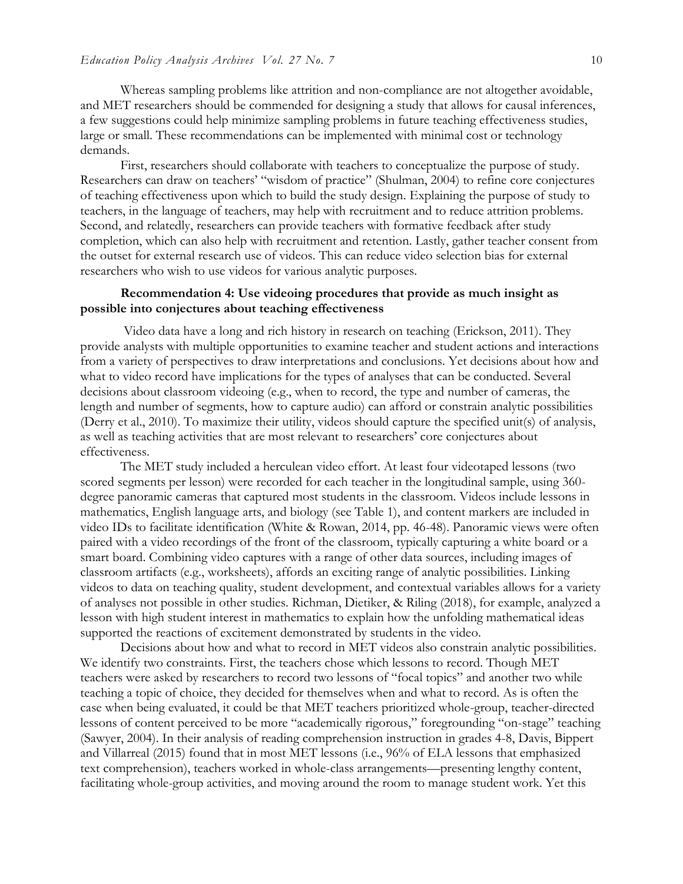Whereas sampling problems like attrition and non-compliance are not altogether avoidable, and MET researchers should be commended for designing a study that allows for causal inferences, a few suggestions could help minimize sampling problems in future teaching effectiveness studies, large or small. These recommendations can be implemented with minimal cost or technology demands.

First, researchers should collaborate with teachers to conceptualize the purpose of study. Researchers can draw on teachers' "wisdom of practice" (Shulman, 2004) to refine core conjectures of teaching effectiveness upon which to build the study design. Explaining the purpose of study to teachers, in the language of teachers, may help with recruitment and to reduce attrition problems. Second, and relatedly, researchers can provide teachers with formative feedback after study completion, which can also help with recruitment and retention. Lastly, gather teacher consent from the outset for external research use of videos. This can reduce video selection bias for external researchers who wish to use videos for various analytic purposes.

**Recommendation 4: Use videoing procedures that provide as much insight as possible into conjectures about teaching effectiveness**

Video data have a long and rich history in research on teaching (Erickson, 2011). They provide analysts with multiple opportunities to examine teacher and student actions and interactions from a variety of perspectives to draw interpretations and conclusions. Yet decisions about how and what to video record have implications for the types of analyses that can be conducted. Several decisions about classroom videoing (e.g., when to record, the type and number of cameras, the length and number of segments, how to capture audio) can afford or constrain analytic possibilities (Derry et al., 2010). To maximize their utility, videos should capture the specified unit(s) of analysis, as well as teaching activities that are most relevant to researchers' core conjectures about effectiveness.

The MET study included a herculean video effort. At least four videotaped lessons (two scored segments per lesson) were recorded for each teacher in the longitudinal sample, using 360-degree panoramic cameras that captured most students in the classroom. Videos include lessons in mathematics, English language arts, and biology (see Table 1), and content markers are included in video IDs to facilitate identification (White & Rowan, 2014, pp. 46-48). Panoramic views were often paired with a video recordings of the front of the classroom, typically capturing a white board or a smart board. Combining video captures with a range of other data sources, including images of classroom artifacts (e.g., worksheets), affords an exciting range of analytic possibilities. Linking videos to data on teaching quality, student development, and contextual variables allows for a variety of analyses not possible in other studies. Richman, Dietiker, & Riling (2018), for example, analyzed a lesson with high student interest in mathematics to explain how the unfolding mathematical ideas supported the reactions of excitement demonstrated by students in the video.

Decisions about how and what to record in MET videos also constrain analytic possibilities. We identify two constraints. First, the teachers chose which lessons to record. Though MET teachers were asked by researchers to record two lessons of "focal topics" and another two while teaching a topic of choice, they decided for themselves when and what to record. As is often the case when being evaluated, it could be that MET teachers prioritized whole-group, teacher-directed lessons of content perceived to be more "academically rigorous," foregrounding "on-stage" teaching (Sawyer, 2004). In their analysis of reading comprehension instruction in grades 4-8, Davis, Bippert and Villarreal (2015) found that in most MET lessons (i.e., 96% of ELA lessons that emphasized text comprehension), teachers worked in whole-class arrangements—presenting lengthy content, facilitating whole-group activities, and moving around the room to manage student work. Yet this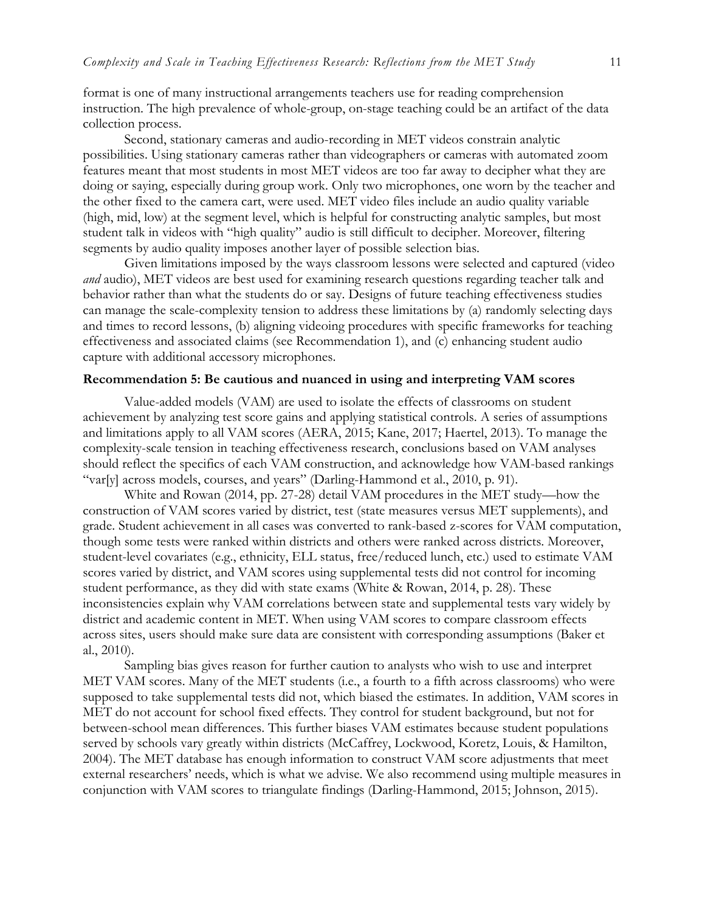format is one of many instructional arrangements teachers use for reading comprehension instruction. The high prevalence of whole-group, on-stage teaching could be an artifact of the data collection process.

Second, stationary cameras and audio-recording in MET videos constrain analytic possibilities. Using stationary cameras rather than videographers or cameras with automated zoom features meant that most students in most MET videos are too far away to decipher what they are doing or saying, especially during group work. Only two microphones, one worn by the teacher and the other fixed to the camera cart, were used. MET video files include an audio quality variable (high, mid, low) at the segment level, which is helpful for constructing analytic samples, but most student talk in videos with "high quality" audio is still difficult to decipher. Moreover, filtering segments by audio quality imposes another layer of possible selection bias.

Given limitations imposed by the ways classroom lessons were selected and captured (video *and* audio), MET videos are best used for examining research questions regarding teacher talk and behavior rather than what the students do or say. Designs of future teaching effectiveness studies can manage the scale-complexity tension to address these limitations by (a) randomly selecting days and times to record lessons, (b) aligning videoing procedures with specific frameworks for teaching effectiveness and associated claims (see Recommendation 1), and (c) enhancing student audio capture with additional accessory microphones.

**Recommendation 5: Be cautious and nuanced in using and interpreting VAM scores**

Value-added models (VAM) are used to isolate the effects of classrooms on student achievement by analyzing test score gains and applying statistical controls. A series of assumptions and limitations apply to all VAM scores (AERA, 2015; Kane, 2017; Haertel, 2013). To manage the complexity-scale tension in teaching effectiveness research, conclusions based on VAM analyses should reflect the specifics of each VAM construction, and acknowledge how VAM-based rankings "var[y] across models, courses, and years" (Darling-Hammond et al., 2010, p. 91).

White and Rowan (2014, pp. 27-28) detail VAM procedures in the MET study—how the construction of VAM scores varied by district, test (state measures versus MET supplements), and grade. Student achievement in all cases was converted to rank-based z-scores for VAM computation, though some tests were ranked within districts and others were ranked across districts. Moreover, student-level covariates (e.g., ethnicity, ELL status, free/reduced lunch, etc.) used to estimate VAM scores varied by district, and VAM scores using supplemental tests did not control for incoming student performance, as they did with state exams (White & Rowan, 2014, p. 28). These inconsistencies explain why VAM correlations between state and supplemental tests vary widely by district and academic content in MET. When using VAM scores to compare classroom effects across sites, users should make sure data are consistent with corresponding assumptions (Baker et al., 2010).

Sampling bias gives reason for further caution to analysts who wish to use and interpret MET VAM scores. Many of the MET students (i.e., a fourth to a fifth across classrooms) who were supposed to take supplemental tests did not, which biased the estimates. In addition, VAM scores in MET do not account for school fixed effects. They control for student background, but not for between-school mean differences. This further biases VAM estimates because student populations served by schools vary greatly within districts (McCaffrey, Lockwood, Koretz, Louis, & Hamilton, 2004). The MET database has enough information to construct VAM score adjustments that meet external researchers' needs, which is what we advise. We also recommend using multiple measures in conjunction with VAM scores to triangulate findings (Darling-Hammond, 2015; Johnson, 2015).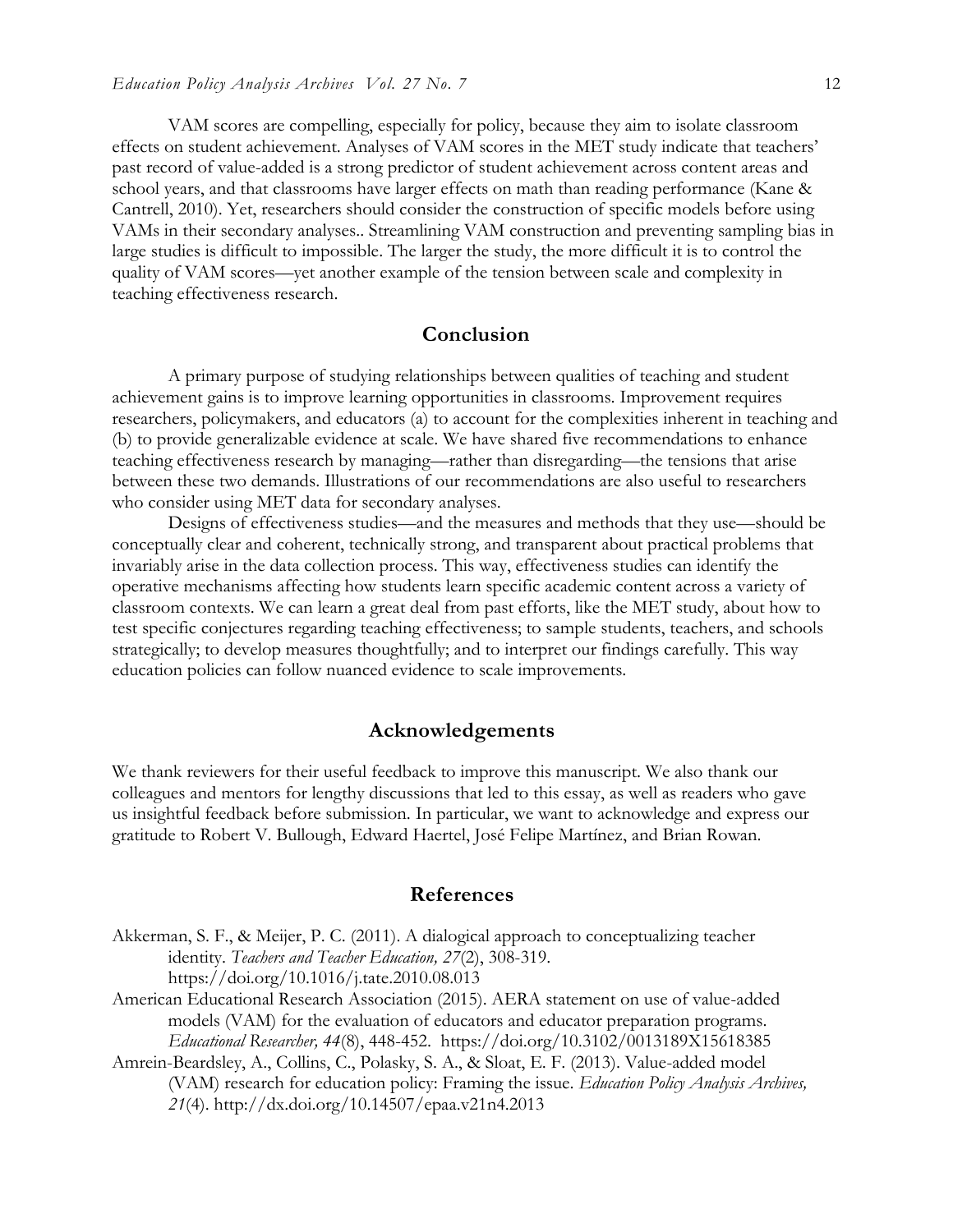VAM scores are compelling, especially for policy, because they aim to isolate classroom effects on student achievement. Analyses of VAM scores in the MET study indicate that teachers' past record of value-added is a strong predictor of student achievement across content areas and school years, and that classrooms have larger effects on math than reading performance (Kane & Cantrell, 2010). Yet, researchers should consider the construction of specific models before using VAMs in their secondary analyses.. Streamlining VAM construction and preventing sampling bias in large studies is difficult to impossible. The larger the study, the more difficult it is to control the quality of VAM scores—yet another example of the tension between scale and complexity in teaching effectiveness research.

## Conclusion

A primary purpose of studying relationships between qualities of teaching and student achievement gains is to improve learning opportunities in classrooms. Improvement requires researchers, policymakers, and educators (a) to account for the complexities inherent in teaching and (b) to provide generalizable evidence at scale. We have shared five recommendations to enhance teaching effectiveness research by managing—rather than disregarding—the tensions that arise between these two demands. Illustrations of our recommendations are also useful to researchers who consider using MET data for secondary analyses.

Designs of effectiveness studies—and the measures and methods that they use—should be conceptually clear and coherent, technically strong, and transparent about practical problems that invariably arise in the data collection process. This way, effectiveness studies can identify the operative mechanisms affecting how students learn specific academic content across a variety of classroom contexts. We can learn a great deal from past efforts, like the MET study, about how to test specific conjectures regarding teaching effectiveness; to sample students, teachers, and schools strategically; to develop measures thoughtfully; and to interpret our findings carefully. This way education policies can follow nuanced evidence to scale improvements.

## Acknowledgements

We thank reviewers for their useful feedback to improve this manuscript. We also thank our colleagues and mentors for lengthy discussions that led to this essay, as well as readers who gave us insightful feedback before submission. In particular, we want to acknowledge and express our gratitude to Robert V. Bullough, Edward Haertel, José Felipe Martínez, and Brian Rowan.

## References

Akkerman, S. F., & Meijer, P. C. (2011). A dialogical approach to conceptualizing teacher identity. *Teachers and Teacher Education, 27*(2), 308-319. https://doi.org/10.1016/j.tate.2010.08.013

American Educational Research Association (2015). AERA statement on use of value-added models (VAM) for the evaluation of educators and educator preparation programs. *Educational Researcher, 44*(8), 448-452. https://doi.org/10.3102/0013189X15618385

Amrein-Beardsley, A., Collins, C., Polasky, S. A., & Sloat, E. F. (2013). Value-added model (VAM) research for education policy: Framing the issue. *Education Policy Analysis Archives, 21*(4). http://dx.doi.org/10.14507/epaa.v21n4.2013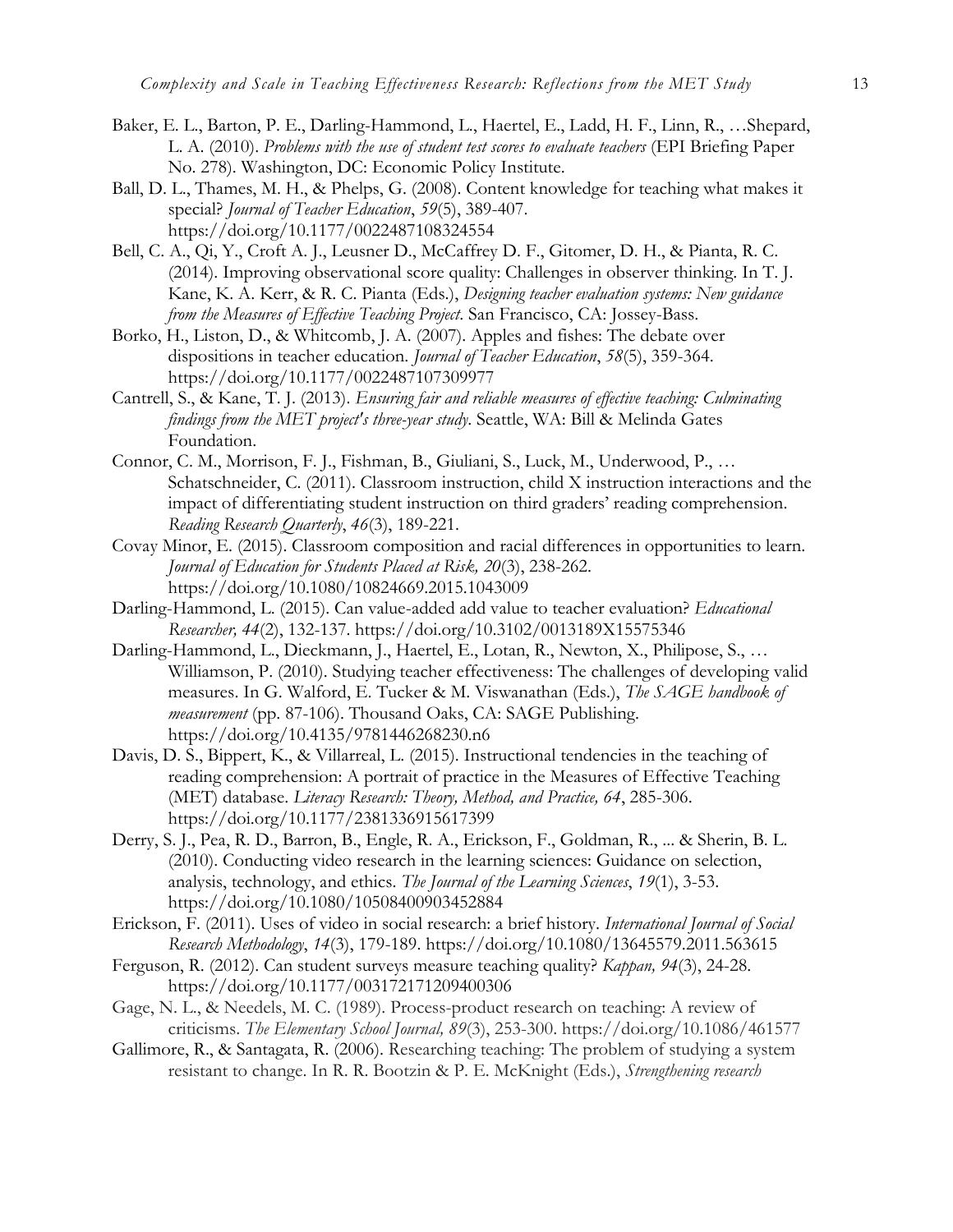Baker, E. L., Barton, P. E., Darling-Hammond, L., Haertel, E., Ladd, H. F., Linn, R., …Shepard, L. A. (2010). *Problems with the use of student test scores to evaluate teachers* (EPI Briefing Paper No. 278). Washington, DC: Economic Policy Institute.

Ball, D. L., Thames, M. H., & Phelps, G. (2008). Content knowledge for teaching what makes it special? *Journal of Teacher Education*, *59*(5), 389-407. https://doi.org/10.1177/0022487108324554

Bell, C. A., Qi, Y., Croft A. J., Leusner D., McCaffrey D. F., Gitomer, D. H., & Pianta, R. C. (2014). Improving observational score quality: Challenges in observer thinking. In T. J. Kane, K. A. Kerr, & R. C. Pianta (Eds.), *Designing teacher evaluation systems: New guidance from the Measures of Effective Teaching Project.* San Francisco, CA: Jossey-Bass.

Borko, H., Liston, D., & Whitcomb, J. A. (2007). Apples and fishes: The debate over dispositions in teacher education. *Journal of Teacher Education*, *58*(5), 359-364. https://doi.org/10.1177/0022487107309977

Cantrell, S., & Kane, T. J. (2013). *Ensuring fair and reliable measures of effective teaching: Culminating findings from the MET project's three-year study.* Seattle, WA: Bill & Melinda Gates Foundation.

Connor, C. M., Morrison, F. J., Fishman, B., Giuliani, S., Luck, M., Underwood, P., … Schatschneider, C. (2011). Classroom instruction, child X instruction interactions and the impact of differentiating student instruction on third graders' reading comprehension. *Reading Research Quarterly*, *46*(3), 189-221.

Covay Minor, E. (2015). Classroom composition and racial differences in opportunities to learn. *Journal of Education for Students Placed at Risk, 20*(3), 238-262. https://doi.org/10.1080/10824669.2015.1043009

Darling-Hammond, L. (2015). Can value-added add value to teacher evaluation? *Educational Researcher, 44*(2), 132-137. https://doi.org/10.3102/0013189X15575346

Darling-Hammond, L., Dieckmann, J., Haertel, E., Lotan, R., Newton, X., Philipose, S., … Williamson, P. (2010). Studying teacher effectiveness: The challenges of developing valid measures. In G. Walford, E. Tucker & M. Viswanathan (Eds.), *The SAGE handbook of measurement* (pp. 87-106). Thousand Oaks, CA: SAGE Publishing. https://doi.org/10.4135/9781446268230.n6

Davis, D. S., Bippert, K., & Villarreal, L. (2015). Instructional tendencies in the teaching of reading comprehension: A portrait of practice in the Measures of Effective Teaching (MET) database. *Literacy Research: Theory, Method, and Practice, 64*, 285-306. https://doi.org/10.1177/2381336915617399

Derry, S. J., Pea, R. D., Barron, B., Engle, R. A., Erickson, F., Goldman, R., ... & Sherin, B. L. (2010). Conducting video research in the learning sciences: Guidance on selection, analysis, technology, and ethics. *The Journal of the Learning Sciences*, *19*(1), 3-53. https://doi.org/10.1080/10508400903452884

Erickson, F. (2011). Uses of video in social research: a brief history. *International Journal of Social Research Methodology*, *14*(3), 179-189. https://doi.org/10.1080/13645579.2011.563615

Ferguson, R. (2012). Can student surveys measure teaching quality? *Kappan, 94*(3), 24-28. https://doi.org/10.1177/003172171209400306

Gage, N. L., & Needels, M. C. (1989). Process-product research on teaching: A review of criticisms. *The Elementary School Journal, 89*(3), 253-300. https://doi.org/10.1086/461577

Gallimore, R., & Santagata, R. (2006). Researching teaching: The problem of studying a system resistant to change. In R. R. Bootzin & P. E. McKnight (Eds.), *Strengthening research*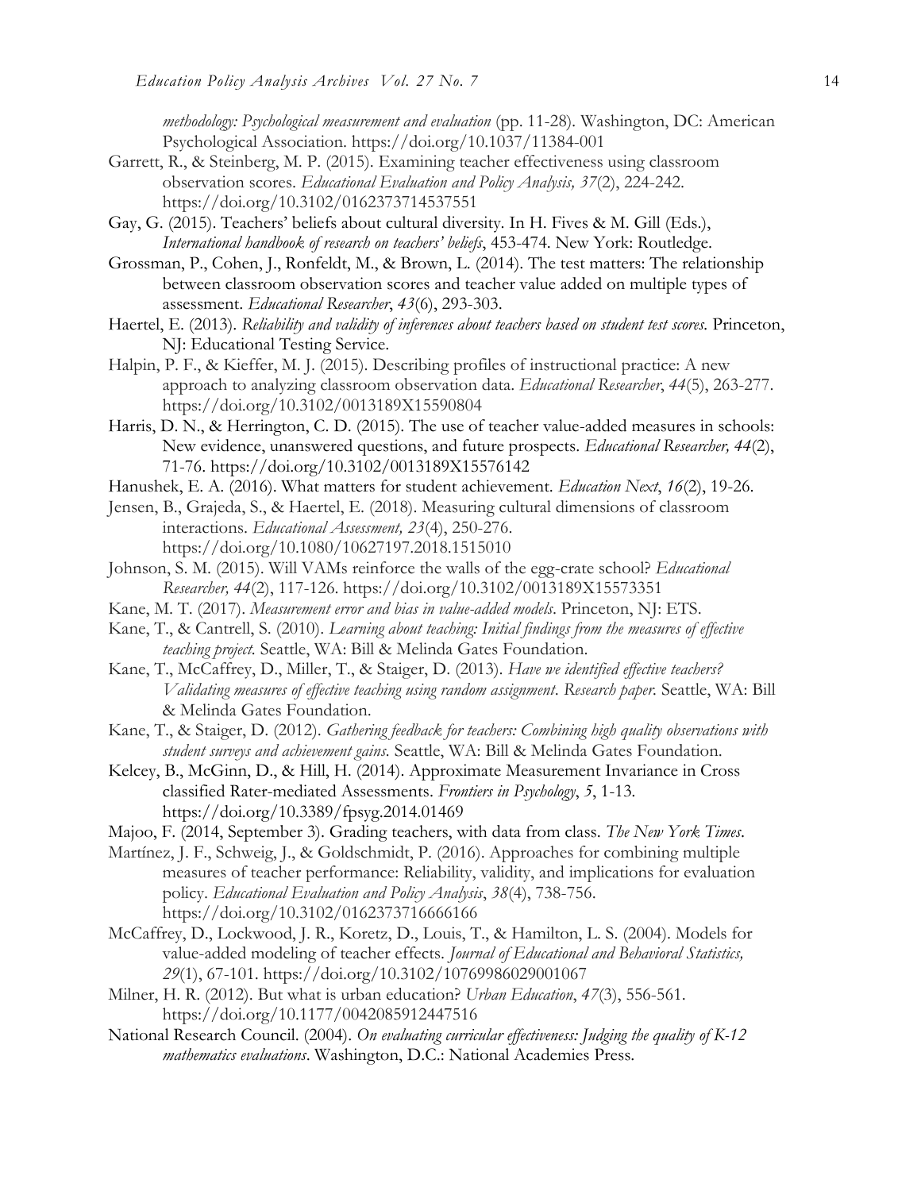*methodology: Psychological measurement and evaluation* (pp. 11-28). Washington, DC: American Psychological Association. https://doi.org/10.1037/11384-001

Garrett, R., & Steinberg, M. P. (2015). Examining teacher effectiveness using classroom observation scores. *Educational Evaluation and Policy Analysis, 37*(2), 224-242. https://doi.org/10.3102/0162373714537551

Gay, G. (2015). Teachers' beliefs about cultural diversity. In H. Fives & M. Gill (Eds.), *International handbook of research on teachers' beliefs*, 453-474. New York: Routledge.

Grossman, P., Cohen, J., Ronfeldt, M., & Brown, L. (2014). The test matters: The relationship between classroom observation scores and teacher value added on multiple types of assessment. *Educational Researcher*, *43*(6), 293-303.

Haertel, E. (2013). *Reliability and validity of inferences about teachers based on student test scores.* Princeton, NJ: Educational Testing Service.

Halpin, P. F., & Kieffer, M. J. (2015). Describing profiles of instructional practice: A new approach to analyzing classroom observation data. *Educational Researcher*, *44*(5), 263-277. https://doi.org/10.3102/0013189X15590804

Harris, D. N., & Herrington, C. D. (2015). The use of teacher value-added measures in schools: New evidence, unanswered questions, and future prospects. *Educational Researcher, 44*(2), 71-76. https://doi.org/10.3102/0013189X15576142

Hanushek, E. A. (2016). What matters for student achievement. *Education Next*, *16*(2), 19-26.

Jensen, B., Grajeda, S., & Haertel, E. (2018). Measuring cultural dimensions of classroom interactions. *Educational Assessment, 23*(4), 250-276. https://doi.org/10.1080/10627197.2018.1515010

Johnson, S. M. (2015). Will VAMs reinforce the walls of the egg-crate school? *Educational Researcher, 44*(2), 117-126. https://doi.org/10.3102/0013189X15573351

Kane, M. T. (2017). *Measurement error and bias in value-added models*. Princeton, NJ: ETS.

Kane, T., & Cantrell, S. (2010). *Learning about teaching: Initial findings from the measures of effective teaching project.* Seattle, WA: Bill & Melinda Gates Foundation.

Kane, T., McCaffrey, D., Miller, T., & Staiger, D. (2013). *Have we identified effective teachers? Validating measures of effective teaching using random assignment*. *Research paper.* Seattle, WA: Bill & Melinda Gates Foundation.

Kane, T., & Staiger, D. (2012). *Gathering feedback for teachers: Combining high quality observations with student surveys and achievement gains*. Seattle, WA: Bill & Melinda Gates Foundation.

Kelcey, B., McGinn, D., & Hill, H. (2014). Approximate Measurement Invariance in Cross classified Rater-mediated Assessments. *Frontiers in Psychology*, *5*, 1-13. https://doi.org/10.3389/fpsyg.2014.01469

Majoo, F. (2014, September 3). Grading teachers, with data from class. *The New York Times*.

Martínez, J. F., Schweig, J., & Goldschmidt, P. (2016). Approaches for combining multiple measures of teacher performance: Reliability, validity, and implications for evaluation policy. *Educational Evaluation and Policy Analysis*, *38*(4), 738-756. https://doi.org/10.3102/0162373716666166

McCaffrey, D., Lockwood, J. R., Koretz, D., Louis, T., & Hamilton, L. S. (2004). Models for value-added modeling of teacher effects. *Journal of Educational and Behavioral Statistics, 29*(1), 67-101. https://doi.org/10.3102/10769986029001067

Milner, H. R. (2012). But what is urban education? *Urban Education*, *47*(3), 556-561. https://doi.org/10.1177/0042085912447516

National Research Council. (2004). *On evaluating curricular effectiveness: Judging the quality of K-12 mathematics evaluations*. Washington, D.C.: National Academies Press.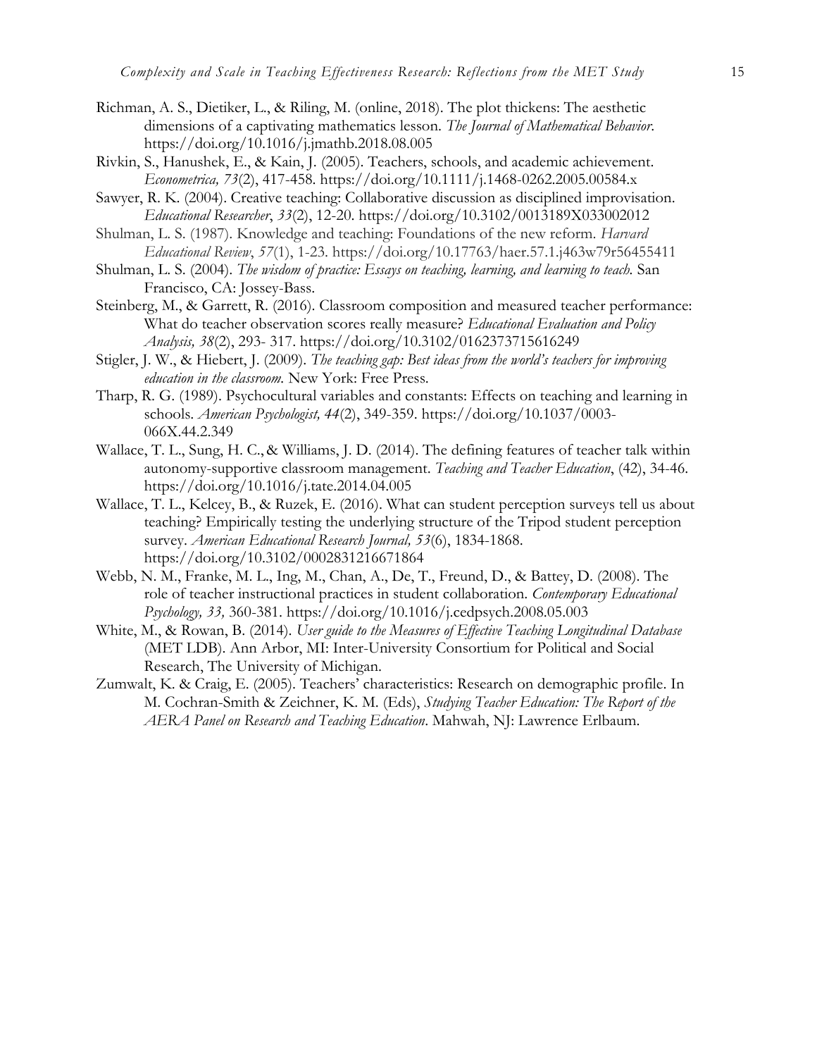Richman, A. S., Dietiker, L., & Riling, M. (online, 2018). The plot thickens: The aesthetic dimensions of a captivating mathematics lesson. *The Journal of Mathematical Behavior*. https://doi.org/10.1016/j.jmathb.2018.08.005

Rivkin, S., Hanushek, E., & Kain, J. (2005). Teachers, schools, and academic achievement. *Econometrica, 73*(2), 417-458. https://doi.org/10.1111/j.1468-0262.2005.00584.x

Sawyer, R. K. (2004). Creative teaching: Collaborative discussion as disciplined improvisation. *Educational Researcher*, *33*(2), 12-20. https://doi.org/10.3102/0013189X033002012

Shulman, L. S. (1987). Knowledge and teaching: Foundations of the new reform. *Harvard Educational Review*, *57*(1), 1-23. https://doi.org/10.17763/haer.57.1.j463w79r56455411

Shulman, L. S. (2004). *The wisdom of practice: Essays on teaching, learning, and learning to teach.* San Francisco, CA: Jossey-Bass.

Steinberg, M., & Garrett, R. (2016). Classroom composition and measured teacher performance: What do teacher observation scores really measure? *Educational Evaluation and Policy Analysis, 38*(2), 293- 317. https://doi.org/10.3102/0162373715616249

Stigler, J. W., & Hiebert, J. (2009). *The teaching gap: Best ideas from the world's teachers for improving education in the classroom.* New York: Free Press.

Tharp, R. G. (1989). Psychocultural variables and constants: Effects on teaching and learning in schools. *American Psychologist, 44*(2), 349-359. https://doi.org/10.1037/0003-066X.44.2.349

Wallace, T. L., Sung, H. C., & Williams, J. D. (2014). The defining features of teacher talk within autonomy-supportive classroom management. *Teaching and Teacher Education*, (42), 34-46. https://doi.org/10.1016/j.tate.2014.04.005

Wallace, T. L., Kelcey, B., & Ruzek, E. (2016). What can student perception surveys tell us about teaching? Empirically testing the underlying structure of the Tripod student perception survey. *American Educational Research Journal, 53*(6), 1834-1868. https://doi.org/10.3102/0002831216671864

Webb, N. M., Franke, M. L., Ing, M., Chan, A., De, T., Freund, D., & Battey, D. (2008). The role of teacher instructional practices in student collaboration. *Contemporary Educational Psychology, 33,* 360-381. https://doi.org/10.1016/j.cedpsych.2008.05.003

White, M., & Rowan, B. (2014). *User guide to the Measures of Effective Teaching Longitudinal Database* (MET LDB). Ann Arbor, MI: Inter-University Consortium for Political and Social Research, The University of Michigan.

Zumwalt, K. & Craig, E. (2005). Teachers' characteristics: Research on demographic profile. In M. Cochran-Smith & Zeichner, K. M. (Eds), *Studying Teacher Education: The Report of the AERA Panel on Research and Teaching Education*. Mahwah, NJ: Lawrence Erlbaum.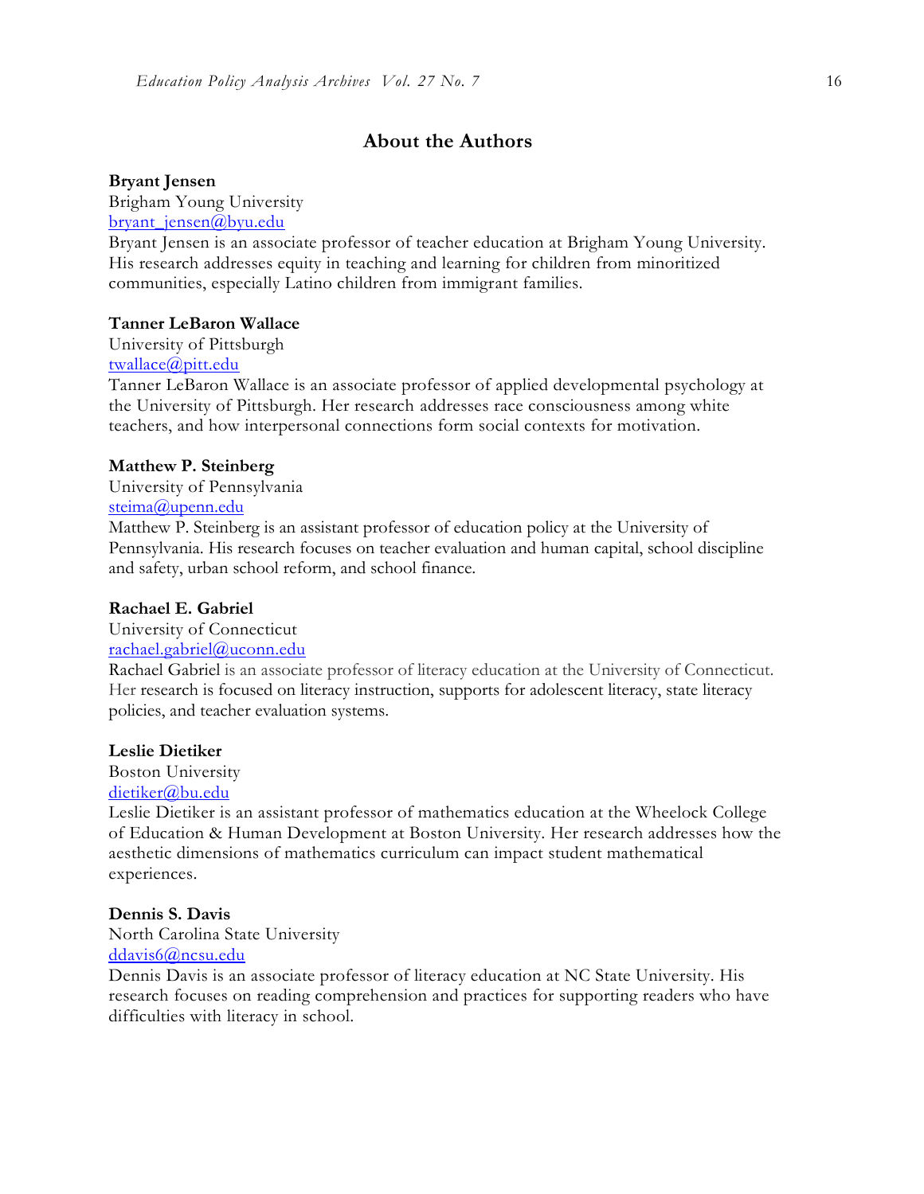## About the Authors

**Bryant Jensen**
Brigham Young University
bryant_jensen@byu.edu
Bryant Jensen is an associate professor of teacher education at Brigham Young University. His research addresses equity in teaching and learning for children from minoritized communities, especially Latino children from immigrant families.

**Tanner LeBaron Wallace**
University of Pittsburgh
twallace@pitt.edu
Tanner LeBaron Wallace is an associate professor of applied developmental psychology at the University of Pittsburgh. Her research addresses race consciousness among white teachers, and how interpersonal connections form social contexts for motivation.

**Matthew P. Steinberg**
University of Pennsylvania
steima@upenn.edu
Matthew P. Steinberg is an assistant professor of education policy at the University of Pennsylvania. His research focuses on teacher evaluation and human capital, school discipline and safety, urban school reform, and school finance.

**Rachael E. Gabriel**
University of Connecticut
rachael.gabriel@uconn.edu
Rachael Gabriel is an associate professor of literacy education at the University of Connecticut. Her research is focused on literacy instruction, supports for adolescent literacy, state literacy policies, and teacher evaluation systems.

**Leslie Dietiker**
Boston University
dietiker@bu.edu
Leslie Dietiker is an assistant professor of mathematics education at the Wheelock College of Education & Human Development at Boston University. Her research addresses how the aesthetic dimensions of mathematics curriculum can impact student mathematical experiences.

**Dennis S. Davis**
North Carolina State University
ddavis6@ncsu.edu
Dennis Davis is an associate professor of literacy education at NC State University. His research focuses on reading comprehension and practices for supporting readers who have difficulties with literacy in school.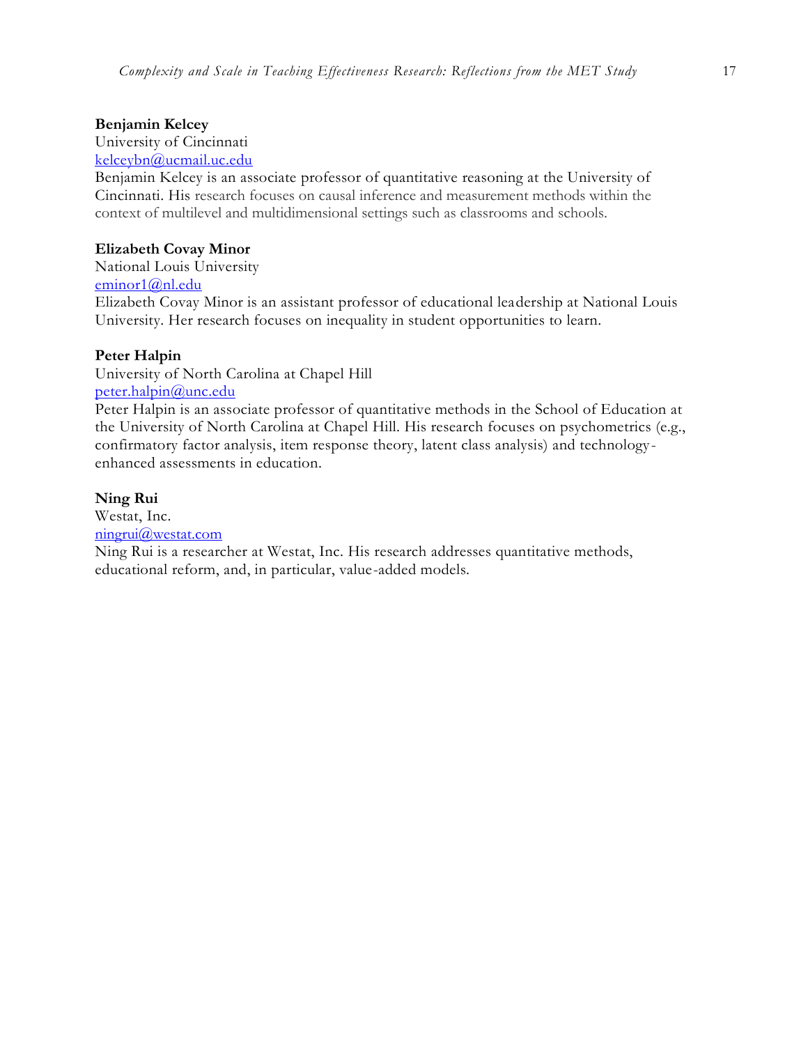**Benjamin Kelcey**
University of Cincinnati
kelceybn@ucmail.uc.edu
Benjamin Kelcey is an associate professor of quantitative reasoning at the University of Cincinnati. His research focuses on causal inference and measurement methods within the context of multilevel and multidimensional settings such as classrooms and schools.

**Elizabeth Covay Minor**
National Louis University
eminor1@nl.edu
Elizabeth Covay Minor is an assistant professor of educational leadership at National Louis University. Her research focuses on inequality in student opportunities to learn.

**Peter Halpin**
University of North Carolina at Chapel Hill
peter.halpin@unc.edu
Peter Halpin is an associate professor of quantitative methods in the School of Education at the University of North Carolina at Chapel Hill. His research focuses on psychometrics (e.g., confirmatory factor analysis, item response theory, latent class analysis) and technology-enhanced assessments in education.

**Ning Rui**
Westat, Inc.
ningrui@westat.com
Ning Rui is a researcher at Westat, Inc. His research addresses quantitative methods, educational reform, and, in particular, value-added models.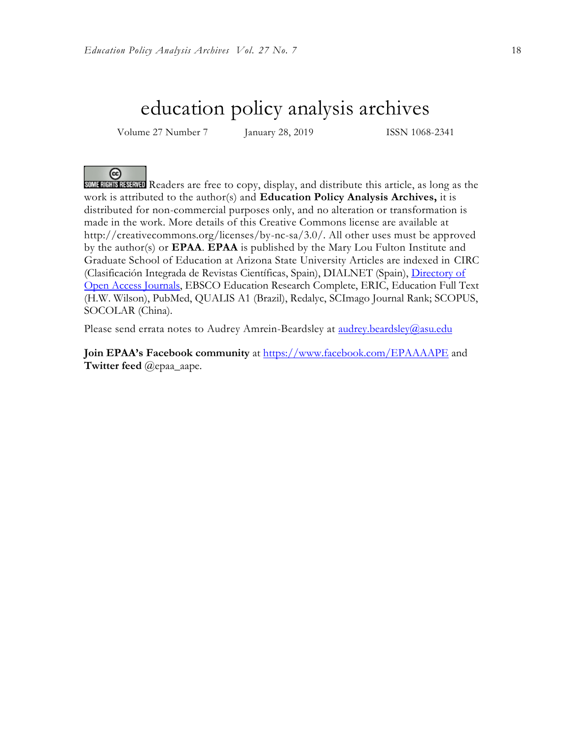# education policy analysis archives

Volume 27 Number 7 January 28, 2019 ISSN 1068-2341

SOME RIGHTS RESERVED Readers are free to copy, display, and distribute this article, as long as the work is attributed to the author(s) and **Education Policy Analysis Archives,** it is distributed for non-commercial purposes only, and no alteration or transformation is made in the work. More details of this Creative Commons license are available at http://creativecommons.org/licenses/by-nc-sa/3.0/. All other uses must be approved by the author(s) or **EPAA**. **EPAA** is published by the Mary Lou Fulton Institute and Graduate School of Education at Arizona State University Articles are indexed in CIRC (Clasificación Integrada de Revistas Científicas, Spain), DIALNET (Spain), Directory of Open Access Journals, EBSCO Education Research Complete, ERIC, Education Full Text (H.W. Wilson), PubMed, QUALIS A1 (Brazil), Redalyc, SCImago Journal Rank; SCOPUS, SOCOLAR (China).

Please send errata notes to Audrey Amrein-Beardsley at audrey.beardsley@asu.edu

**Join EPAA's Facebook community** at https://www.facebook.com/EPAAAAPE and **Twitter feed** @epaa_aape.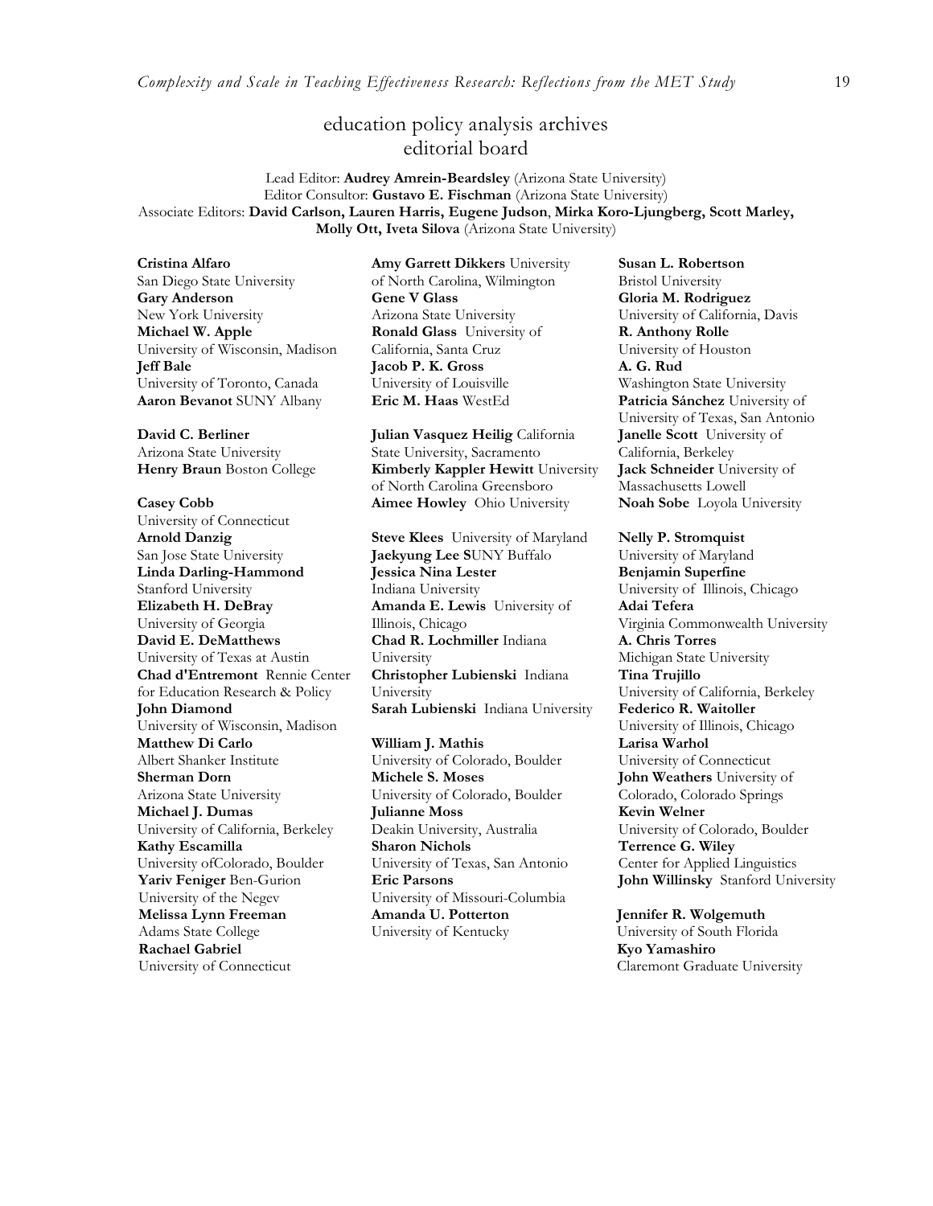# education policy analysis archives
## editorial board

Lead Editor: **Audrey Amrein-Beardsley** (Arizona State University)
Editor Consultor: **Gustavo E. Fischman** (Arizona State University)
Associate Editors: **David Carlson, Lauren Harris, Eugene Judson**, **Mirka Koro-Ljungberg, Scott Marley, Molly Ott, Iveta Silova** (Arizona State University)

**Cristina Alfaro** San Diego State University
**Gary Anderson** New York University
**Michael W. Apple** University of Wisconsin, Madison
**Jeff Bale** University of Toronto, Canada
**Aaron Bevanot** SUNY Albany

**David C. Berliner** Arizona State University
**Henry Braun** Boston College

**Casey Cobb** University of Connecticut
**Arnold Danzig** San Jose State University
**Linda Darling-Hammond** Stanford University
**Elizabeth H. DeBray** University of Georgia
**David E. DeMatthews** University of Texas at Austin
**Chad d'Entremont** Rennie Center for Education Research & Policy
**John Diamond** University of Wisconsin, Madison
**Matthew Di Carlo** Albert Shanker Institute
**Sherman Dorn** Arizona State University
**Michael J. Dumas** University of California, Berkeley
**Kathy Escamilla** University ofColorado, Boulder
**Yariv Feniger** Ben-Gurion University of the Negev
**Melissa Lynn Freeman** Adams State College
**Rachael Gabriel** University of Connecticut

**Amy Garrett Dikkers** University of North Carolina, Wilmington
**Gene V Glass** Arizona State University
**Ronald Glass** University of California, Santa Cruz
**Jacob P. K. Gross** University of Louisville
**Eric M. Haas** WestEd

**Julian Vasquez Heilig** California State University, Sacramento
**Kimberly Kappler Hewitt** University of North Carolina Greensboro
**Aimee Howley** Ohio University

**Steve Klees** University of Maryland
**Jaekyung Lee S**UNY Buffalo
**Jessica Nina Lester** Indiana University
**Amanda E. Lewis** University of Illinois, Chicago
**Chad R. Lochmiller** Indiana University
**Christopher Lubienski** Indiana University
**Sarah Lubienski** Indiana University

**William J. Mathis** University of Colorado, Boulder
**Michele S. Moses** University of Colorado, Boulder
**Julianne Moss** Deakin University, Australia
**Sharon Nichols** University of Texas, San Antonio
**Eric Parsons** University of Missouri-Columbia
**Amanda U. Potterton** University of Kentucky

**Susan L. Robertson** Bristol University
**Gloria M. Rodriguez** University of California, Davis
**R. Anthony Rolle** University of Houston
**A. G. Rud** Washington State University
**Patricia Sánchez** University of University of Texas, San Antonio
**Janelle Scott** University of California, Berkeley
**Jack Schneider** University of Massachusetts Lowell
**Noah Sobe** Loyola University

**Nelly P. Stromquist** University of Maryland
**Benjamin Superfine** University of Illinois, Chicago
**Adai Tefera** Virginia Commonwealth University
**A. Chris Torres** Michigan State University
**Tina Trujillo** University of California, Berkeley
**Federico R. Waitoller** University of Illinois, Chicago
**Larisa Warhol** University of Connecticut
**John Weathers** University of Colorado, Colorado Springs
**Kevin Welner** University of Colorado, Boulder
**Terrence G. Wiley** Center for Applied Linguistics
**John Willinsky** Stanford University

**Jennifer R. Wolgemuth** University of South Florida
**Kyo Yamashiro** Claremont Graduate University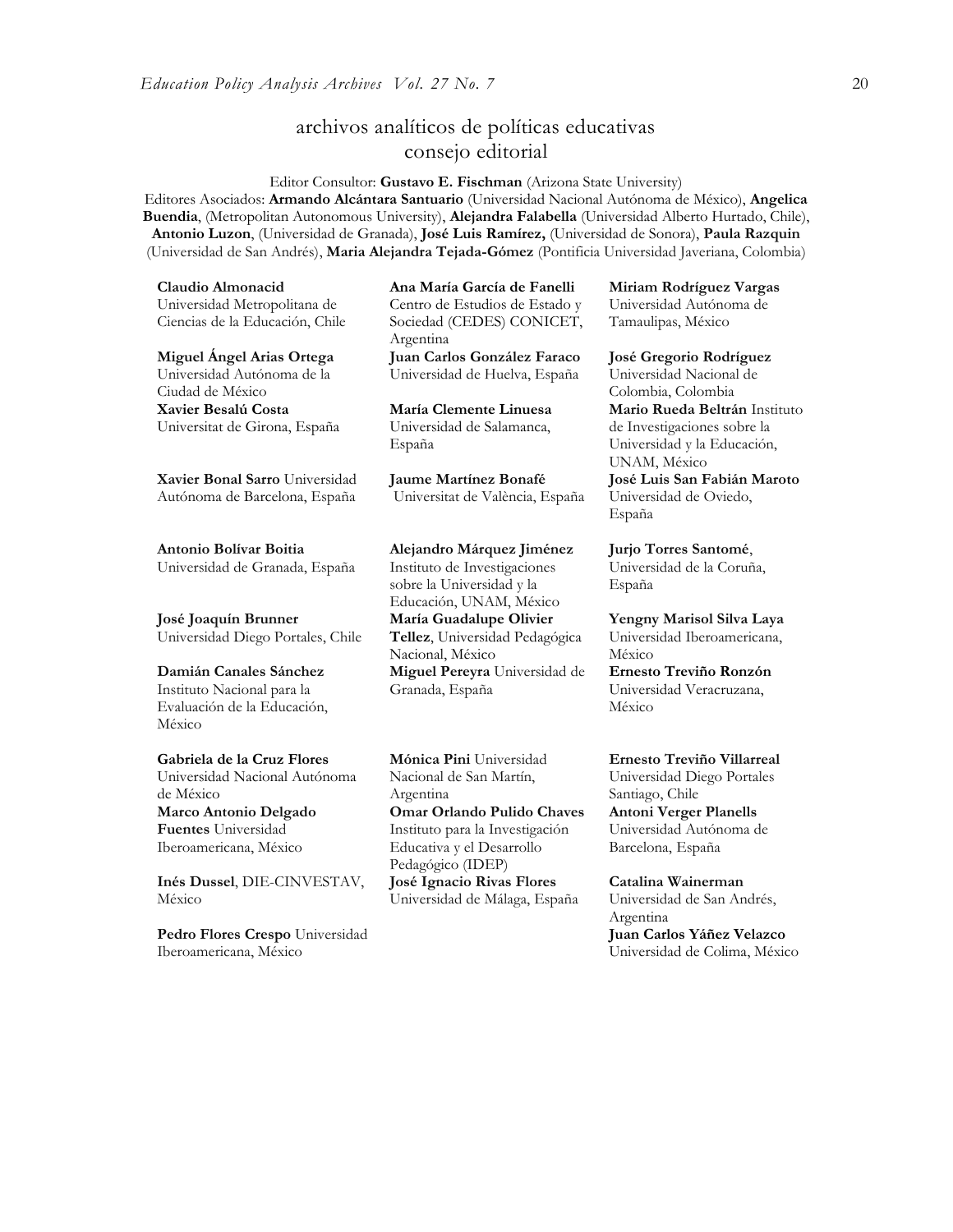## archivos analíticos de políticas educativas
## consejo editorial

Editor Consultor: **Gustavo E. Fischman** (Arizona State University)
Editores Asociados: **Armando Alcántara Santuario** (Universidad Nacional Autónoma de México), **Angelica Buendia**, (Metropolitan Autonomous University), **Alejandra Falabella** (Universidad Alberto Hurtado, Chile), **Antonio Luzon**, (Universidad de Granada), **José Luis Ramírez,** (Universidad de Sonora), **Paula Razquin** (Universidad de San Andrés), **Maria Alejandra Tejada-Gómez** (Pontificia Universidad Javeriana, Colombia)

**Claudio Almonacid** Universidad Metropolitana de Ciencias de la Educación, Chile

**Miguel Ángel Arias Ortega** Universidad Autónoma de la Ciudad de México

**Xavier Besalú Costa** Universitat de Girona, España

**Xavier Bonal Sarro** Universidad Autónoma de Barcelona, España

**Antonio Bolívar Boitia** Universidad de Granada, España

**José Joaquín Brunner** Universidad Diego Portales, Chile

**Damián Canales Sánchez** Instituto Nacional para la Evaluación de la Educación, México

**Gabriela de la Cruz Flores** Universidad Nacional Autónoma de México

**Marco Antonio Delgado Fuentes** Universidad Iberoamericana, México

**Inés Dussel**, DIE-CINVESTAV, México

**Pedro Flores Crespo** Universidad Iberoamericana, México

**Ana María García de Fanelli** Centro de Estudios de Estado y Sociedad (CEDES) CONICET, Argentina

**Juan Carlos González Faraco** Universidad de Huelva, España

**María Clemente Linuesa** Universidad de Salamanca, España

**Jaume Martínez Bonafé** Universitat de València, España

**Alejandro Márquez Jiménez** Instituto de Investigaciones sobre la Universidad y la Educación, UNAM, México

**María Guadalupe Olivier Tellez**, Universidad Pedagógica Nacional, México

**Miguel Pereyra** Universidad de Granada, España

**Mónica Pini** Universidad Nacional de San Martín, Argentina

**Omar Orlando Pulido Chaves** Instituto para la Investigación Educativa y el Desarrollo Pedagógico (IDEP)

**José Ignacio Rivas Flores** Universidad de Málaga, España

**Miriam Rodríguez Vargas** Universidad Autónoma de Tamaulipas, México

**José Gregorio Rodríguez** Universidad Nacional de Colombia, Colombia

**Mario Rueda Beltrán** Instituto de Investigaciones sobre la Universidad y la Educación, UNAM, México

**José Luis San Fabián Maroto** Universidad de Oviedo, España

**Jurjo Torres Santomé**, Universidad de la Coruña, España

**Yengny Marisol Silva Laya** Universidad Iberoamericana, México

**Ernesto Treviño Ronzón** Universidad Veracruzana, México

**Ernesto Treviño Villarreal** Universidad Diego Portales Santiago, Chile

**Antoni Verger Planells** Universidad Autónoma de Barcelona, España

**Catalina Wainerman** Universidad de San Andrés, Argentina

**Juan Carlos Yáñez Velazco** Universidad de Colima, México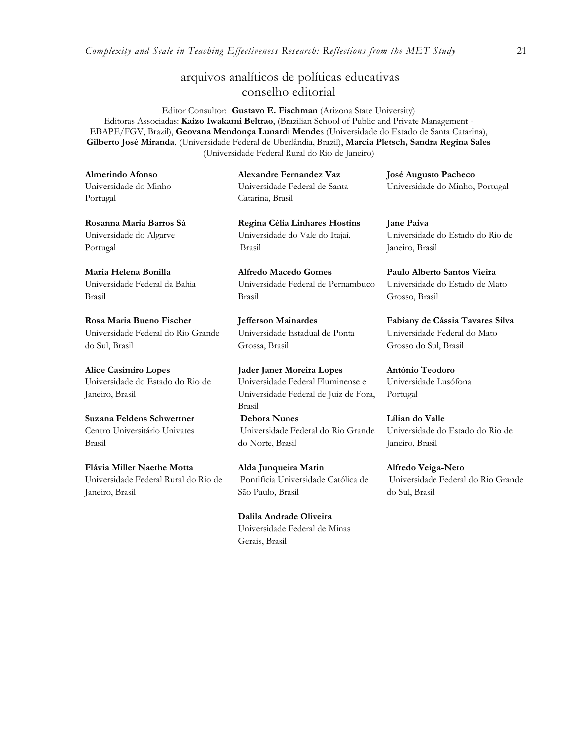## arquivos analíticos de políticas educativas
## conselho editorial

Editor Consultor: **Gustavo E. Fischman** (Arizona State University)
Editoras Associadas: **Kaizo Iwakami Beltrao**, (Brazilian School of Public and Private Management - EBAPE/FGV, Brazil), **Geovana Mendonça Lunardi Mende**s (Universidade do Estado de Santa Catarina), **Gilberto José Miranda**, (Universidade Federal de Uberlândia, Brazil), **Marcia Pletsch, Sandra Regina Sales** (Universidade Federal Rural do Rio de Janeiro)

**Almerindo Afonso**
Universidade do Minho
Portugal

**Rosanna Maria Barros Sá**
Universidade do Algarve
Portugal

**Maria Helena Bonilla**
Universidade Federal da Bahia
Brasil

**Rosa Maria Bueno Fischer**
Universidade Federal do Rio Grande do Sul, Brasil

**Alice Casimiro Lopes**
Universidade do Estado do Rio de Janeiro, Brasil

**Suzana Feldens Schwertner**
Centro Universitário Univates
Brasil

**Flávia Miller Naethe Motta**
Universidade Federal Rural do Rio de Janeiro, Brasil

**Alexandre Fernandez Vaz**
Universidade Federal de Santa Catarina, Brasil

**Regina Célia Linhares Hostins**
Universidade do Vale do Itajaí,
Brasil

**Alfredo Macedo Gomes**
Universidade Federal de Pernambuco
Brasil

**Jefferson Mainardes**
Universidade Estadual de Ponta Grossa, Brasil

**Jader Janer Moreira Lopes**
Universidade Federal Fluminense e Universidade Federal de Juiz de Fora, Brasil

**Debora Nunes**
Universidade Federal do Rio Grande do Norte, Brasil

**Alda Junqueira Marin**
Pontifícia Universidade Católica de São Paulo, Brasil

**Dalila Andrade Oliveira**
Universidade Federal de Minas Gerais, Brasil

**José Augusto Pacheco**
Universidade do Minho, Portugal

**Jane Paiva**
Universidade do Estado do Rio de Janeiro, Brasil

**Paulo Alberto Santos Vieira**
Universidade do Estado de Mato Grosso, Brasil

**Fabiany de Cássia Tavares Silva**
Universidade Federal do Mato Grosso do Sul, Brasil

**António Teodoro**
Universidade Lusófona
Portugal

**Lílian do Valle**
Universidade do Estado do Rio de Janeiro, Brasil

**Alfredo Veiga-Neto**
Universidade Federal do Rio Grande do Sul, Brasil